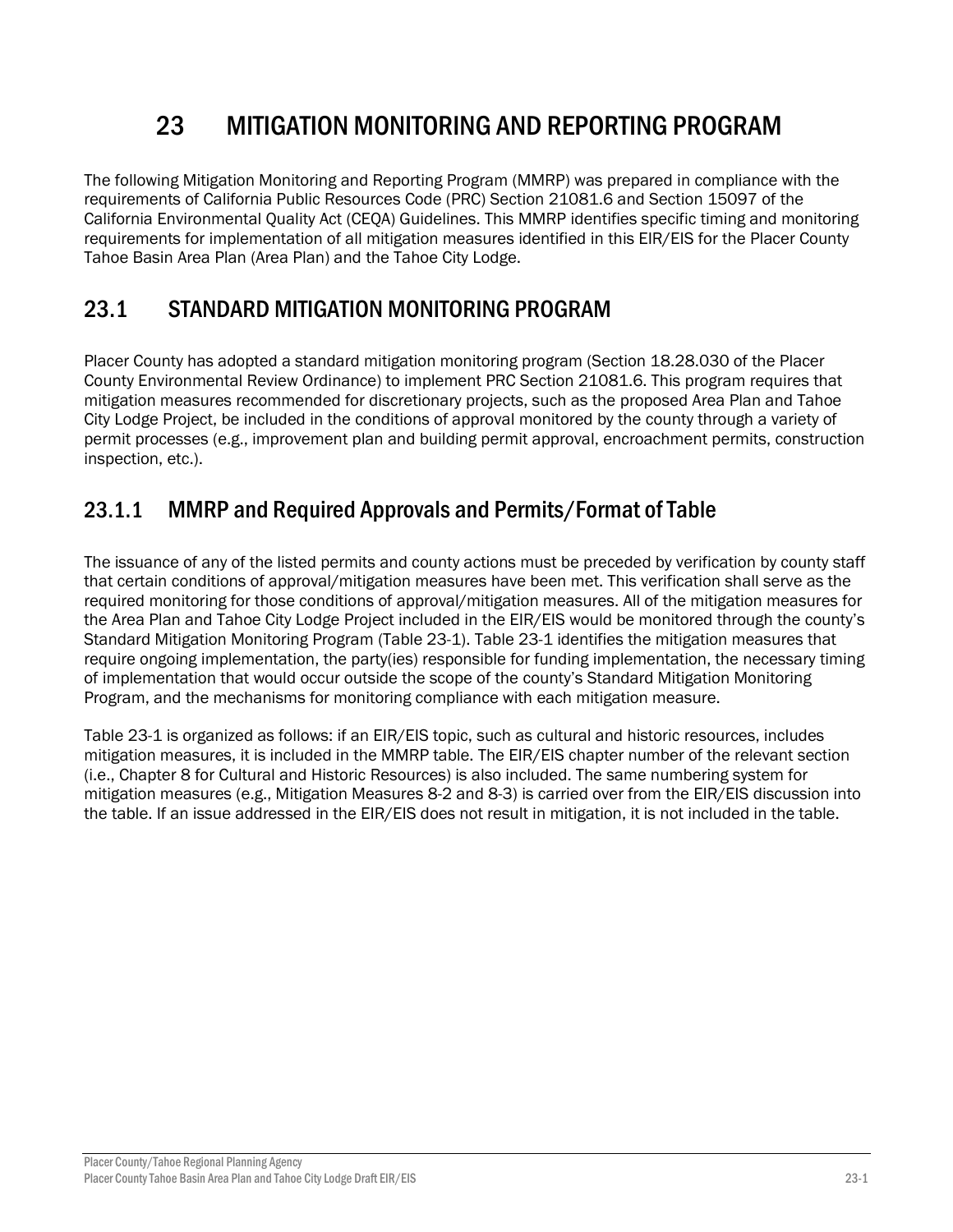# 23 MITIGATION MONITORING AND REPORTING PROGRAM

The following Mitigation Monitoring and Reporting Program (MMRP) was prepared in compliance with the requirements of California Public Resources Code (PRC) Section 21081.6 and Section 15097 of the California Environmental Quality Act (CEQA) Guidelines. This MMRP identifies specific timing and monitoring requirements for implementation of all mitigation measures identified in this EIR/EIS for the Placer County Tahoe Basin Area Plan (Area Plan) and the Tahoe City Lodge.

## 23.1 STANDARD MITIGATION MONITORING PROGRAM

Placer County has adopted a standard mitigation monitoring program (Section 18.28.030 of the Placer County Environmental Review Ordinance) to implement PRC Section 21081.6. This program requires that mitigation measures recommended for discretionary projects, such as the proposed Area Plan and Tahoe City Lodge Project, be included in the conditions of approval monitored by the county through a variety of permit processes (e.g., improvement plan and building permit approval, encroachment permits, construction inspection, etc.).

### 23.1.1 MMRP and Required Approvals and Permits/Format of Table

The issuance of any of the listed permits and county actions must be preceded by verification by county staff that certain conditions of approval/mitigation measures have been met. This verification shall serve as the required monitoring for those conditions of approval/mitigation measures. All of the mitigation measures for the Area Plan and Tahoe City Lodge Project included in the EIR/EIS would be monitored through the county's Standard Mitigation Monitoring Program (Table 23-1). Table 23-1 identifies the mitigation measures that require ongoing implementation, the party(ies) responsible for funding implementation, the necessary timing of implementation that would occur outside the scope of the county's Standard Mitigation Monitoring Program, and the mechanisms for monitoring compliance with each mitigation measure.

Table 23-1 is organized as follows: if an EIR/EIS topic, such as cultural and historic resources, includes mitigation measures, it is included in the MMRP table. The EIR/EIS chapter number of the relevant section (i.e., Chapter 8 for Cultural and Historic Resources) is also included. The same numbering system for mitigation measures (e.g., Mitigation Measures 8-2 and 8-3) is carried over from the EIR/EIS discussion into the table. If an issue addressed in the EIR/EIS does not result in mitigation, it is not included in the table.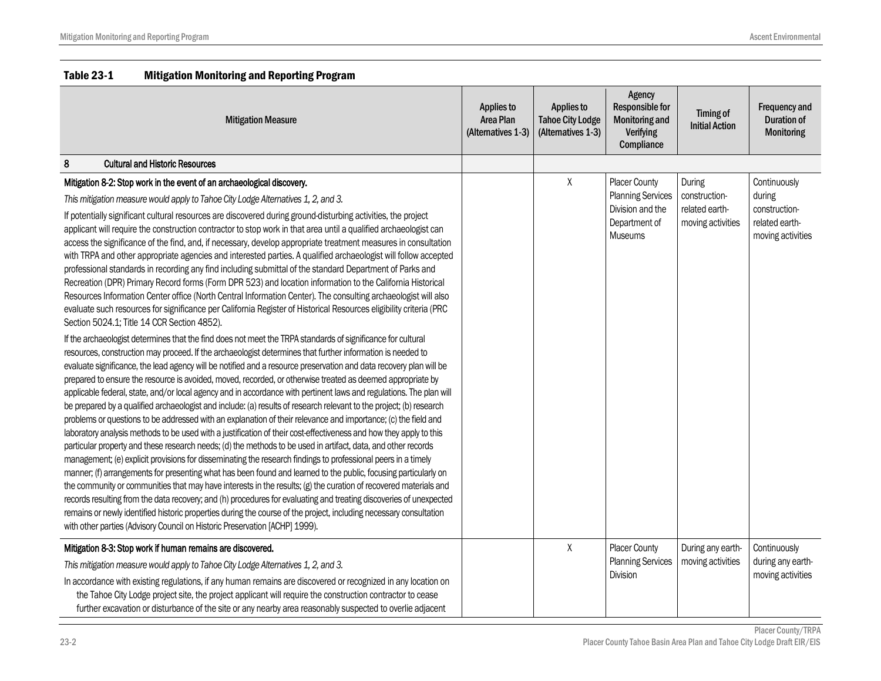## Table 23-1 Mitigation Monitoring and Reporting Program

| Mitigation Measure | Applies to Area Plan (Alternatives 1-3) | Applies to Tahoe City Lodge (Alternatives 1-3) | Agency Responsible for Monitoring and Verifying Compliance | Timing of Initial Action | Frequency and Duration of Monitoring |
|---|---|---|---|---|---|
| **8 Cultural and Historic Resources** | | | | | |
| **Mitigation 8-2: Stop work in the event of an archaeological discovery.**<br>*This mitigation measure would apply to Tahoe City Lodge Alternatives 1, 2, and 3.*<br>If potentially significant cultural resources are discovered during ground-disturbing activities, the project applicant will require the construction contractor to stop work in that area until a qualified archaeologist can access the significance of the find, and, if necessary, develop appropriate treatment measures in consultation with TRPA and other appropriate agencies and interested parties. A qualified archaeologist will follow accepted professional standards in recording any find including submittal of the standard Department of Parks and Recreation (DPR) Primary Record forms (Form DPR 523) and location information to the California Historical Resources Information Center office (North Central Information Center). The consulting archaeologist will also evaluate such resources for significance per California Register of Historical Resources eligibility criteria (PRC Section 5024.1; Title 14 CCR Section 4852).<br>If the archaeologist determines that the find does not meet the TRPA standards of significance for cultural resources, construction may proceed. If the archaeologist determines that further information is needed to evaluate significance, the lead agency will be notified and a resource preservation and data recovery plan will be prepared to ensure the resource is avoided, moved, recorded, or otherwise treated as deemed appropriate by applicable federal, state, and/or local agency and in accordance with pertinent laws and regulations. The plan will be prepared by a qualified archaeologist and include: (a) results of research relevant to the project; (b) research problems or questions to be addressed with an explanation of their relevance and importance; (c) the field and laboratory analysis methods to be used with a justification of their cost-effectiveness and how they apply to this particular property and these research needs; (d) the methods to be used in artifact, data, and other records management; (e) explicit provisions for disseminating the research findings to professional peers in a timely manner; (f) arrangements for presenting what has been found and learned to the public, focusing particularly on the community or communities that may have interests in the results; (g) the curation of recovered materials and records resulting from the data recovery; and (h) procedures for evaluating and treating discoveries of unexpected remains or newly identified historic properties during the course of the project, including necessary consultation with other parties (Advisory Council on Historic Preservation [ACHP] 1999). | | X | Placer County Planning Services Division and the Department of Museums | During construction-related earth-moving activities | Continuously during construction-related earth-moving activities |
| **Mitigation 8-3: Stop work if human remains are discovered.**<br>*This mitigation measure would apply to Tahoe City Lodge Alternatives 1, 2, and 3.*<br>In accordance with existing regulations, if any human remains are discovered or recognized in any location on the Tahoe City Lodge project site, the project applicant will require the construction contractor to cease further excavation or disturbance of the site or any nearby area reasonably suspected to overlie adjacent | | X | Placer County Planning Services Division | During any earth-moving activities | Continuously during any earth-moving activities |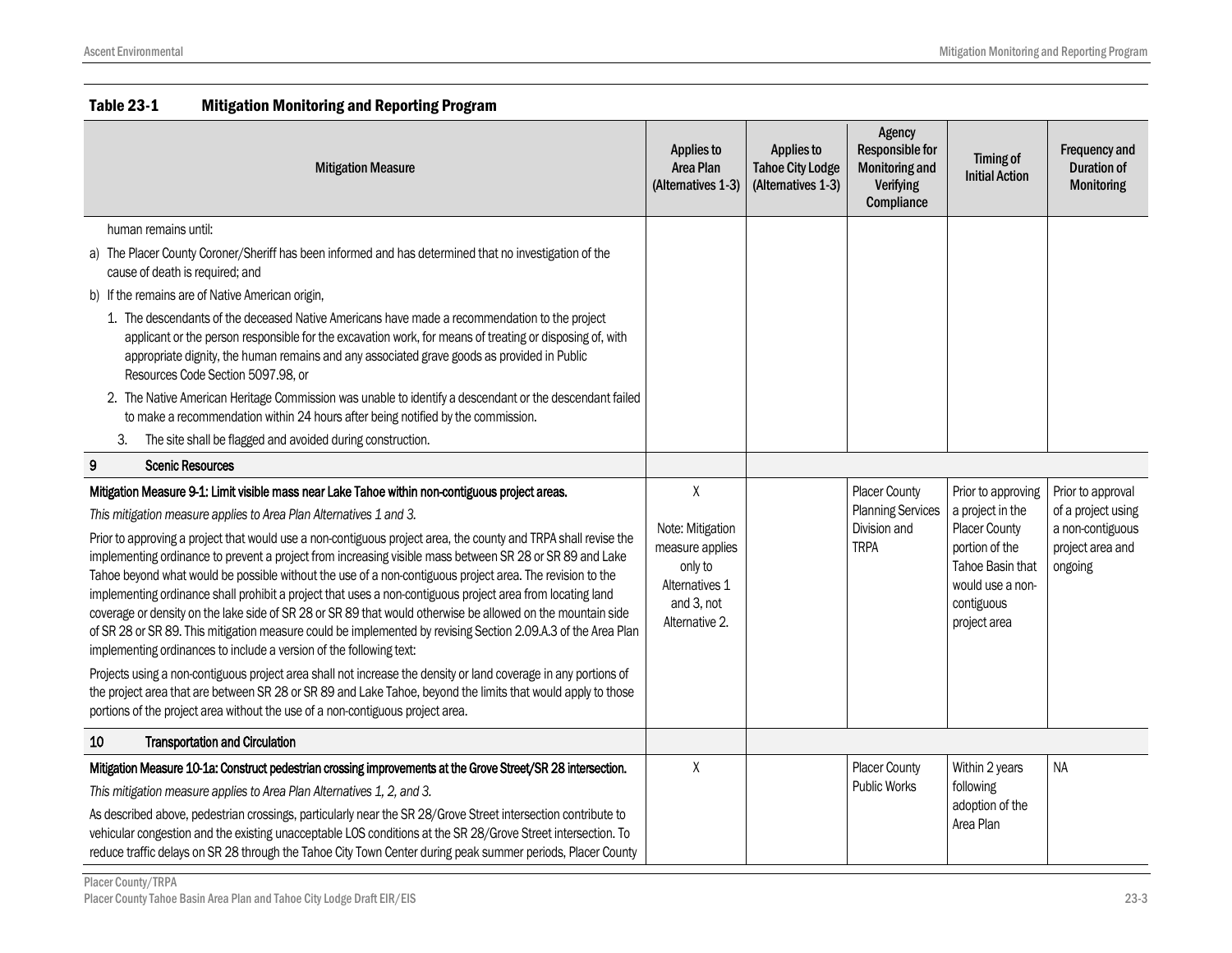## Table 23-1 Mitigation Monitoring and Reporting Program

| Mitigation Measure | Applies to Area Plan (Alternatives 1-3) | Applies to Tahoe City Lodge (Alternatives 1-3) | Agency Responsible for Monitoring and Verifying Compliance | Timing of Initial Action | Frequency and Duration of Monitoring |
|---|---|---|---|---|---|
| human remains until:<br>a) The Placer County Coroner/Sheriff has been informed and has determined that no investigation of the cause of death is required; and<br>b) If the remains are of Native American origin,<br>1. The descendants of the deceased Native Americans have made a recommendation to the project applicant or the person responsible for the excavation work, for means of treating or disposing of, with appropriate dignity, the human remains and any associated grave goods as provided in Public Resources Code Section 5097.98, or<br>2. The Native American Heritage Commission was unable to identify a descendant or the descendant failed to make a recommendation within 24 hours after being notified by the commission.<br>3. The site shall be flagged and avoided during construction. | | | | | |
| **9 Scenic Resources** | | | | | |
| **Mitigation Measure 9-1: Limit visible mass near Lake Tahoe within non-contiguous project areas.**<br>*This mitigation measure applies to Area Plan Alternatives 1 and 3.*<br>Prior to approving a project that would use a non-contiguous project area, the county and TRPA shall revise the implementing ordinance to prevent a project from increasing visible mass between SR 28 or SR 89 and Lake Tahoe beyond what would be possible without the use of a non-contiguous project area. The revision to the implementing ordinance shall prohibit a project that uses a non-contiguous project area from locating land coverage or density on the lake side of SR 28 or SR 89 that would otherwise be allowed on the mountain side of SR 28 or SR 89. This mitigation measure could be implemented by revising Section 2.09.A.3 of the Area Plan implementing ordinances to include a version of the following text:<br>Projects using a non-contiguous project area shall not increase the density or land coverage in any portions of the project area that are between SR 28 or SR 89 and Lake Tahoe, beyond the limits that would apply to those portions of the project area without the use of a non-contiguous project area. | X<br><br>Note: Mitigation measure applies only to Alternatives 1 and 3, not Alternative 2. | | Placer County Planning Services Division and TRPA | Prior to approving a project in the Placer County portion of the Tahoe Basin that would use a non-contiguous project area | Prior to approval of a project using a non-contiguous project area and ongoing |
| **10 Transportation and Circulation** | | | | | |
| **Mitigation Measure 10-1a: Construct pedestrian crossing improvements at the Grove Street/SR 28 intersection.**<br>*This mitigation measure applies to Area Plan Alternatives 1, 2, and 3.*<br>As described above, pedestrian crossings, particularly near the SR 28/Grove Street intersection contribute to vehicular congestion and the existing unacceptable LOS conditions at the SR 28/Grove Street intersection. To reduce traffic delays on SR 28 through the Tahoe City Town Center during peak summer periods, Placer County | X | | Placer County Public Works | Within 2 years following adoption of the Area Plan | NA |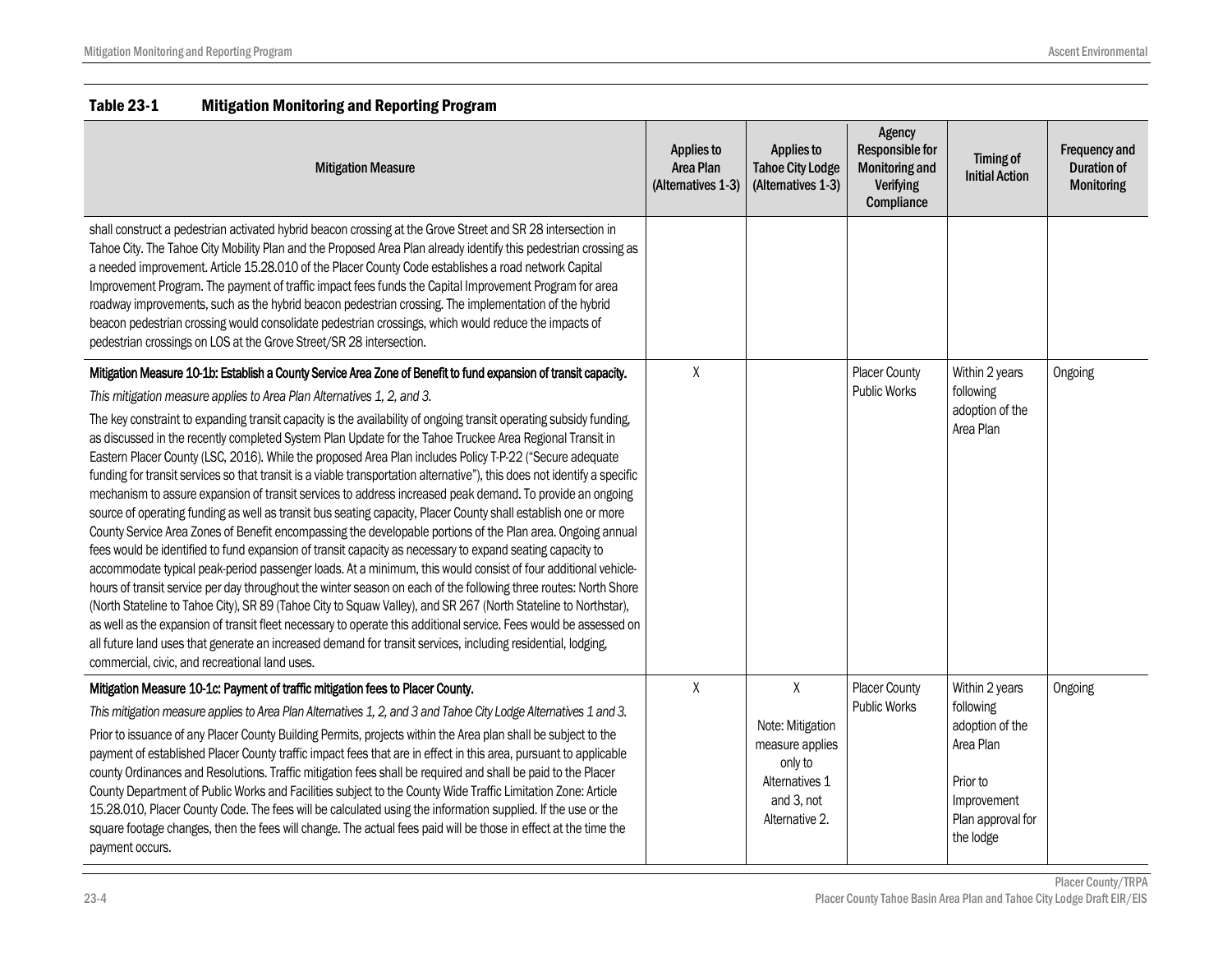## Table 23-1 Mitigation Monitoring and Reporting Program

| Mitigation Measure | Applies to Area Plan (Alternatives 1-3) | Applies to Tahoe City Lodge (Alternatives 1-3) | Agency Responsible for Monitoring and Verifying Compliance | Timing of Initial Action | Frequency and Duration of Monitoring |
|---|---|---|---|---|---|
| shall construct a pedestrian activated hybrid beacon crossing at the Grove Street and SR 28 intersection in Tahoe City. The Tahoe City Mobility Plan and the Proposed Area Plan already identify this pedestrian crossing as a needed improvement. Article 15.28.010 of the Placer County Code establishes a road network Capital Improvement Program. The payment of traffic impact fees funds the Capital Improvement Program for area roadway improvements, such as the hybrid beacon pedestrian crossing. The implementation of the hybrid beacon pedestrian crossing would consolidate pedestrian crossings, which would reduce the impacts of pedestrian crossings on LOS at the Grove Street/SR 28 intersection. | | | | | |
| **Mitigation Measure 10-1b: Establish a County Service Area Zone of Benefit to fund expansion of transit capacity.**<br>*This mitigation measure applies to Area Plan Alternatives 1, 2, and 3.*<br>The key constraint to expanding transit capacity is the availability of ongoing transit operating subsidy funding, as discussed in the recently completed System Plan Update for the Tahoe Truckee Area Regional Transit in Eastern Placer County (LSC, 2016). While the proposed Area Plan includes Policy T-P-22 ("Secure adequate funding for transit services so that transit is a viable transportation alternative"), this does not identify a specific mechanism to assure expansion of transit services to address increased peak demand. To provide an ongoing source of operating funding as well as transit bus seating capacity, Placer County shall establish one or more County Service Area Zones of Benefit encompassing the developable portions of the Plan area. Ongoing annual fees would be identified to fund expansion of transit capacity as necessary to expand seating capacity to accommodate typical peak-period passenger loads. At a minimum, this would consist of four additional vehicle-hours of transit service per day throughout the winter season on each of the following three routes: North Shore (North Stateline to Tahoe City), SR 89 (Tahoe City to Squaw Valley), and SR 267 (North Stateline to Northstar), as well as the expansion of transit fleet necessary to operate this additional service. Fees would be assessed on all future land uses that generate an increased demand for transit services, including residential, lodging, commercial, civic, and recreational land uses. | X | | Placer County Public Works | Within 2 years following adoption of the Area Plan | Ongoing |
| **Mitigation Measure 10-1c: Payment of traffic mitigation fees to Placer County.**<br>*This mitigation measure applies to Area Plan Alternatives 1, 2, and 3 and Tahoe City Lodge Alternatives 1 and 3.*<br>Prior to issuance of any Placer County Building Permits, projects within the Area plan shall be subject to the payment of established Placer County traffic impact fees that are in effect in this area, pursuant to applicable county Ordinances and Resolutions. Traffic mitigation fees shall be required and shall be paid to the Placer County Department of Public Works and Facilities subject to the County Wide Traffic Limitation Zone: Article 15.28.010, Placer County Code. The fees will be calculated using the information supplied. If the use or the square footage changes, then the fees will change. The actual fees paid will be those in effect at the time the payment occurs. | X | X<br><br>Note: Mitigation measure applies only to Alternatives 1 and 3, not Alternative 2. | Placer County Public Works | Within 2 years following adoption of the Area Plan<br><br>Prior to Improvement Plan approval for the lodge | Ongoing |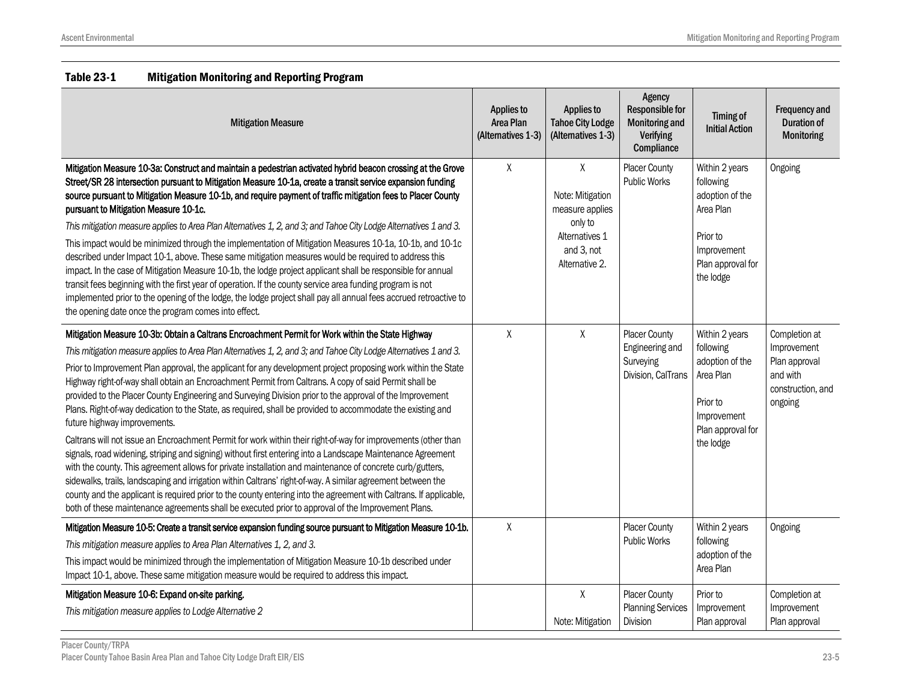## Table 23-1 Mitigation Monitoring and Reporting Program

| Mitigation Measure | Applies to Area Plan (Alternatives 1-3) | Applies to Tahoe City Lodge (Alternatives 1-3) | Agency Responsible for Monitoring and Verifying Compliance | Timing of Initial Action | Frequency and Duration of Monitoring |
|---|---|---|---|---|---|
| **Mitigation Measure 10-3a: Construct and maintain a pedestrian activated hybrid beacon crossing at the Grove Street/SR 28 intersection pursuant to Mitigation Measure 10-1a, create a transit service expansion funding source pursuant to Mitigation Measure 10-1b, and require payment of traffic mitigation fees to Placer County pursuant to Mitigation Measure 10-1c.**<br>*This mitigation measure applies to Area Plan Alternatives 1, 2, and 3; and Tahoe City Lodge Alternatives 1 and 3.*<br>This impact would be minimized through the implementation of Mitigation Measures 10-1a, 10-1b, and 10-1c described under Impact 10-1, above. These same mitigation measures would be required to address this impact. In the case of Mitigation Measure 10-1b, the lodge project applicant shall be responsible for annual transit fees beginning with the first year of operation. If the county service area funding program is not implemented prior to the opening of the lodge, the lodge project shall pay all annual fees accrued retroactive to the opening date once the program comes into effect. | X | X<br>Note: Mitigation measure applies only to Alternatives 1 and 3, not Alternative 2. | Placer County Public Works | Within 2 years following adoption of the Area Plan<br>Prior to Improvement Plan approval for the lodge | Ongoing |
| **Mitigation Measure 10-3b: Obtain a Caltrans Encroachment Permit for Work within the State Highway**<br>*This mitigation measure applies to Area Plan Alternatives 1, 2, and 3; and Tahoe City Lodge Alternatives 1 and 3.*<br>Prior to Improvement Plan approval, the applicant for any development project proposing work within the State Highway right-of-way shall obtain an Encroachment Permit from Caltrans. A copy of said Permit shall be provided to the Placer County Engineering and Surveying Division prior to the approval of the Improvement Plans. Right-of-way dedication to the State, as required, shall be provided to accommodate the existing and future highway improvements.<br>Caltrans will not issue an Encroachment Permit for work within their right-of-way for improvements (other than signals, road widening, striping and signing) without first entering into a Landscape Maintenance Agreement with the county. This agreement allows for private installation and maintenance of concrete curb/gutters, sidewalks, trails, landscaping and irrigation within Caltrans' right-of-way. A similar agreement between the county and the applicant is required prior to the county entering into the agreement with Caltrans. If applicable, both of these maintenance agreements shall be executed prior to approval of the Improvement Plans. | X | X | Placer County Engineering and Surveying Division, CalTrans | Within 2 years following adoption of the Area Plan<br>Prior to Improvement Plan approval for the lodge | Completion at Improvement Plan approval and with construction, and ongoing |
| **Mitigation Measure 10-5: Create a transit service expansion funding source pursuant to Mitigation Measure 10-1b.**<br>*This mitigation measure applies to Area Plan Alternatives 1, 2, and 3.*<br>This impact would be minimized through the implementation of Mitigation Measure 10-1b described under Impact 10-1, above. These same mitigation measure would be required to address this impact. | X | | Placer County Public Works | Within 2 years following adoption of the Area Plan | Ongoing |
| **Mitigation Measure 10-6: Expand on-site parking.**<br>*This mitigation measure applies to Lodge Alternative 2* | | X<br>Note: Mitigation | Placer County Planning Services Division | Prior to Improvement Plan approval | Completion at Improvement Plan approval |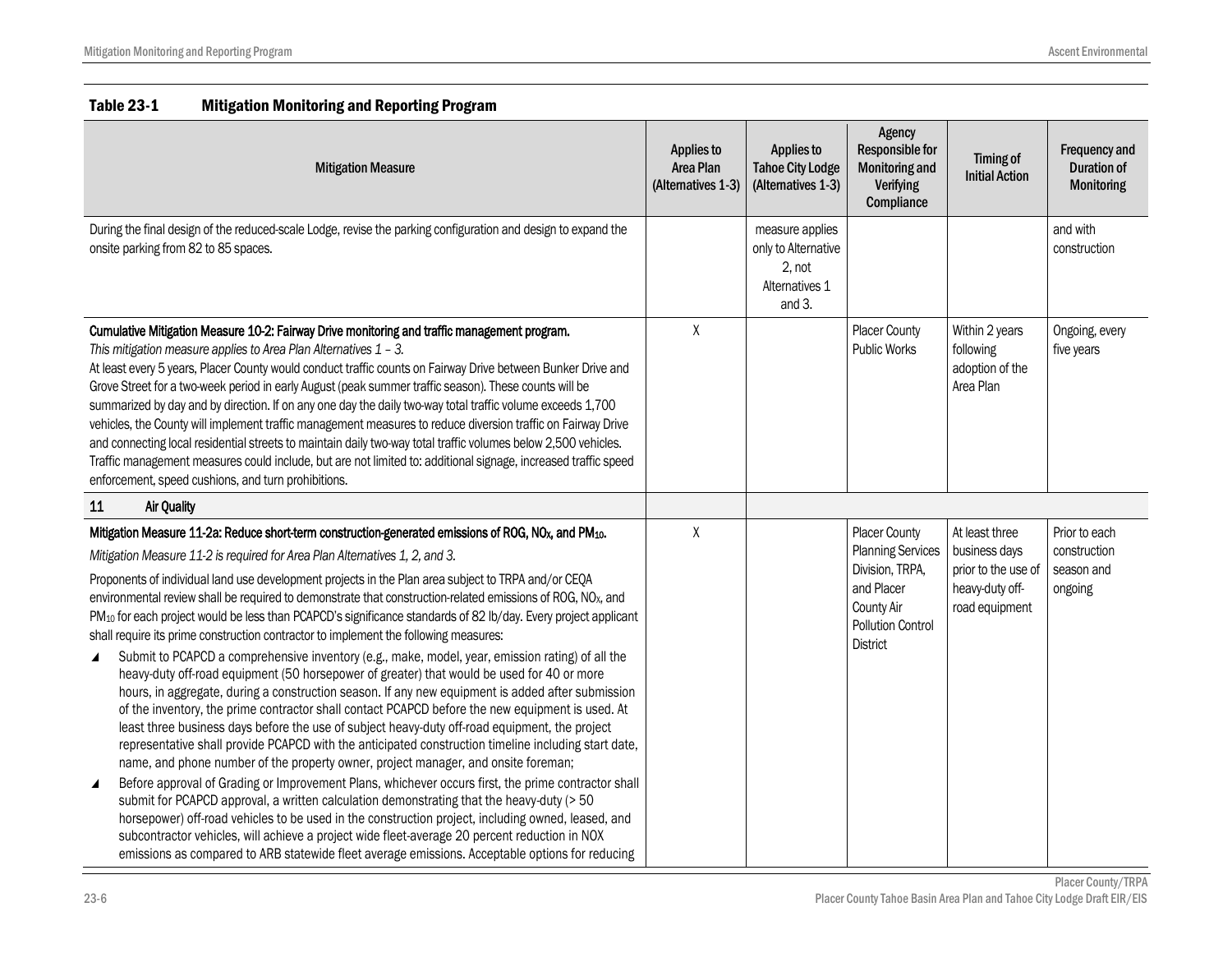**Table 23-1 Mitigation Monitoring and Reporting Program**

| Mitigation Measure | Applies to Area Plan (Alternatives 1-3) | Applies to Tahoe City Lodge (Alternatives 1-3) | Agency Responsible for Monitoring and Verifying Compliance | Timing of Initial Action | Frequency and Duration of Monitoring |
|---|---|---|---|---|---|
| During the final design of the reduced-scale Lodge, revise the parking configuration and design to expand the onsite parking from 82 to 85 spaces. | | measure applies only to Alternative 2, not Alternatives 1 and 3. | | | and with construction |
| **Cumulative Mitigation Measure 10-2: Fairway Drive monitoring and traffic management program.**<br>*This mitigation measure applies to Area Plan Alternatives 1 – 3.*<br>At least every 5 years, Placer County would conduct traffic counts on Fairway Drive between Bunker Drive and Grove Street for a two-week period in early August (peak summer traffic season). These counts will be summarized by day and by direction. If on any one day the daily two-way total traffic volume exceeds 1,700 vehicles, the County will implement traffic management measures to reduce diversion traffic on Fairway Drive and connecting local residential streets to maintain daily two-way total traffic volumes below 2,500 vehicles. Traffic management measures could include, but are not limited to: additional signage, increased traffic speed enforcement, speed cushions, and turn prohibitions. | X | | Placer County Public Works | Within 2 years following adoption of the Area Plan | Ongoing, every five years |
| **11 Air Quality** | | | | | |
| **Mitigation Measure 11-2a: Reduce short-term construction-generated emissions of ROG, $NO_X$, and $PM_{10}$.**<br>*Mitigation Measure 11-2 is required for Area Plan Alternatives 1, 2, and 3.*<br>Proponents of individual land use development projects in the Plan area subject to TRPA and/or CEQA environmental review shall be required to demonstrate that construction-related emissions of ROG, $NO_X$, and $PM_{10}$ for each project would be less than PCAPCD's significance standards of 82 lb/day. Every project applicant shall require its prime construction contractor to implement the following measures:<br>◢ Submit to PCAPCD a comprehensive inventory (e.g., make, model, year, emission rating) of all the heavy-duty off-road equipment (50 horsepower of greater) that would be used for 40 or more hours, in aggregate, during a construction season. If any new equipment is added after submission of the inventory, the prime contractor shall contact PCAPCD before the new equipment is used. At least three business days before the use of subject heavy-duty off-road equipment, the project representative shall provide PCAPCD with the anticipated construction timeline including start date, name, and phone number of the property owner, project manager, and onsite foreman;<br>◢ Before approval of Grading or Improvement Plans, whichever occurs first, the prime contractor shall submit for PCAPCD approval, a written calculation demonstrating that the heavy-duty (> 50 horsepower) off-road vehicles to be used in the construction project, including owned, leased, and subcontractor vehicles, will achieve a project wide fleet-average 20 percent reduction in NOX emissions as compared to ARB statewide fleet average emissions. Acceptable options for reducing | X | | Placer County Planning Services Division, TRPA, and Placer County Air Pollution Control District | At least three business days prior to the use of heavy-duty off-road equipment | Prior to each construction season and ongoing |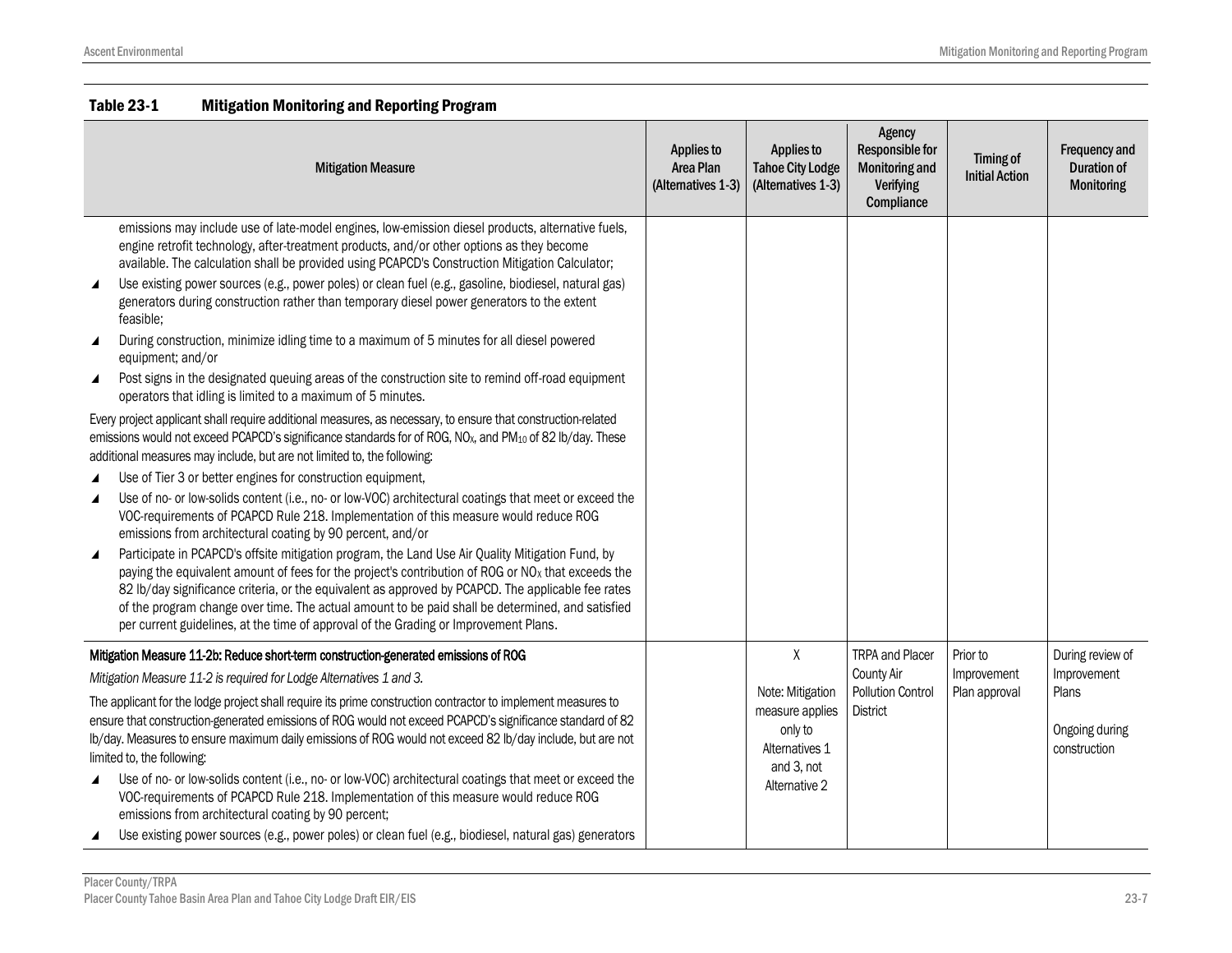**Table 23-1 Mitigation Monitoring and Reporting Program**

| Mitigation Measure | Applies to Area Plan (Alternatives 1-3) | Applies to Tahoe City Lodge (Alternatives 1-3) | Agency Responsible for Monitoring and Verifying Compliance | Timing of Initial Action | Frequency and Duration of Monitoring |
|---|---|---|---|---|---|
| emissions may include use of late-model engines, low-emission diesel products, alternative fuels, engine retrofit technology, after-treatment products, and/or other options as they become available. The calculation shall be provided using PCAPCD's Construction Mitigation Calculator;<br>▲ Use existing power sources (e.g., power poles) or clean fuel (e.g., gasoline, biodiesel, natural gas) generators during construction rather than temporary diesel power generators to the extent feasible;<br>▲ During construction, minimize idling time to a maximum of 5 minutes for all diesel powered equipment; and/or<br>▲ Post signs in the designated queuing areas of the construction site to remind off-road equipment operators that idling is limited to a maximum of 5 minutes.<br>Every project applicant shall require additional measures, as necessary, to ensure that construction-related emissions would not exceed PCAPCD's significance standards for of ROG, $NO_X$, and $PM_{10}$ of 82 lb/day. These additional measures may include, but are not limited to, the following:<br>▲ Use of Tier 3 or better engines for construction equipment,<br>▲ Use of no- or low-solids content (i.e., no- or low-VOC) architectural coatings that meet or exceed the VOC-requirements of PCAPCD Rule 218. Implementation of this measure would reduce ROG emissions from architectural coating by 90 percent, and/or<br>▲ Participate in PCAPCD's offsite mitigation program, the Land Use Air Quality Mitigation Fund, by paying the equivalent amount of fees for the project's contribution of ROG or $NO_X$ that exceeds the 82 lb/day significance criteria, or the equivalent as approved by PCAPCD. The applicable fee rates of the program change over time. The actual amount to be paid shall be determined, and satisfied per current guidelines, at the time of approval of the Grading or Improvement Plans. | | | | | |
| **Mitigation Measure 11-2b: Reduce short-term construction-generated emissions of ROG**<br>*Mitigation Measure 11-2 is required for Lodge Alternatives 1 and 3.*<br>The applicant for the lodge project shall require its prime construction contractor to implement measures to ensure that construction-generated emissions of ROG would not exceed PCAPCD's significance standard of 82 lb/day. Measures to ensure maximum daily emissions of ROG would not exceed 82 lb/day include, but are not limited to, the following:<br>▲ Use of no- or low-solids content (i.e., no- or low-VOC) architectural coatings that meet or exceed the VOC-requirements of PCAPCD Rule 218. Implementation of this measure would reduce ROG emissions from architectural coating by 90 percent;<br>▲ Use existing power sources (e.g., power poles) or clean fuel (e.g., biodiesel, natural gas) generators | | X<br><br>Note: Mitigation measure applies only to Alternatives 1 and 3, not Alternative 2 | TRPA and Placer County Air Pollution Control District | Prior to Improvement Plan approval | During review of Improvement Plans<br><br>Ongoing during construction |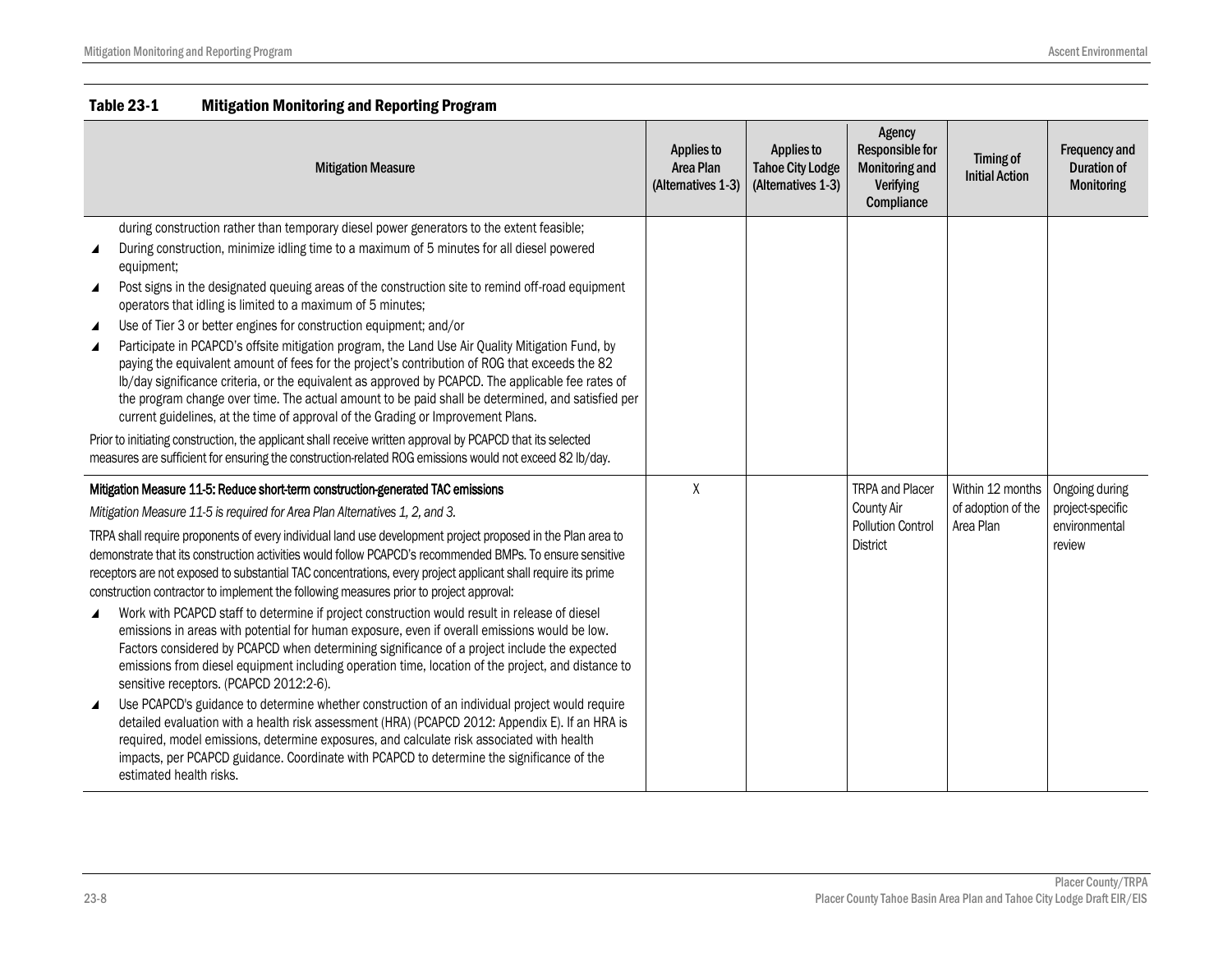## Table 23-1 Mitigation Monitoring and Reporting Program

| Mitigation Measure | Applies to Area Plan (Alternatives 1-3) | Applies to Tahoe City Lodge (Alternatives 1-3) | Agency Responsible for Monitoring and Verifying Compliance | Timing of Initial Action | Frequency and Duration of Monitoring |
|---|---|---|---|---|---|
| during construction rather than temporary diesel power generators to the extent feasible;<br>◢ During construction, minimize idling time to a maximum of 5 minutes for all diesel powered equipment;<br>◢ Post signs in the designated queuing areas of the construction site to remind off-road equipment operators that idling is limited to a maximum of 5 minutes;<br>◢ Use of Tier 3 or better engines for construction equipment; and/or<br>◢ Participate in PCAPCD's offsite mitigation program, the Land Use Air Quality Mitigation Fund, by paying the equivalent amount of fees for the project's contribution of ROG that exceeds the 82 lb/day significance criteria, or the equivalent as approved by PCAPCD. The applicable fee rates of the program change over time. The actual amount to be paid shall be determined, and satisfied per current guidelines, at the time of approval of the Grading or Improvement Plans.<br><br>Prior to initiating construction, the applicant shall receive written approval by PCAPCD that its selected measures are sufficient for ensuring the construction-related ROG emissions would not exceed 82 lb/day. | | | | | |
| **Mitigation Measure 11-5: Reduce short-term construction-generated TAC emissions**<br>*Mitigation Measure 11-5 is required for Area Plan Alternatives 1, 2, and 3.*<br><br>TRPA shall require proponents of every individual land use development project proposed in the Plan area to demonstrate that its construction activities would follow PCAPCD's recommended BMPs. To ensure sensitive receptors are not exposed to substantial TAC concentrations, every project applicant shall require its prime construction contractor to implement the following measures prior to project approval:<br>◢ Work with PCAPCD staff to determine if project construction would result in release of diesel emissions in areas with potential for human exposure, even if overall emissions would be low. Factors considered by PCAPCD when determining significance of a project include the expected emissions from diesel equipment including operation time, location of the project, and distance to sensitive receptors. (PCAPCD 2012:2-6).<br>◢ Use PCAPCD's guidance to determine whether construction of an individual project would require detailed evaluation with a health risk assessment (HRA) (PCAPCD 2012: Appendix E). If an HRA is required, model emissions, determine exposures, and calculate risk associated with health impacts, per PCAPCD guidance. Coordinate with PCAPCD to determine the significance of the estimated health risks. | X | | TRPA and Placer County Air Pollution Control District | Within 12 months of adoption of the Area Plan | Ongoing during project-specific environmental review |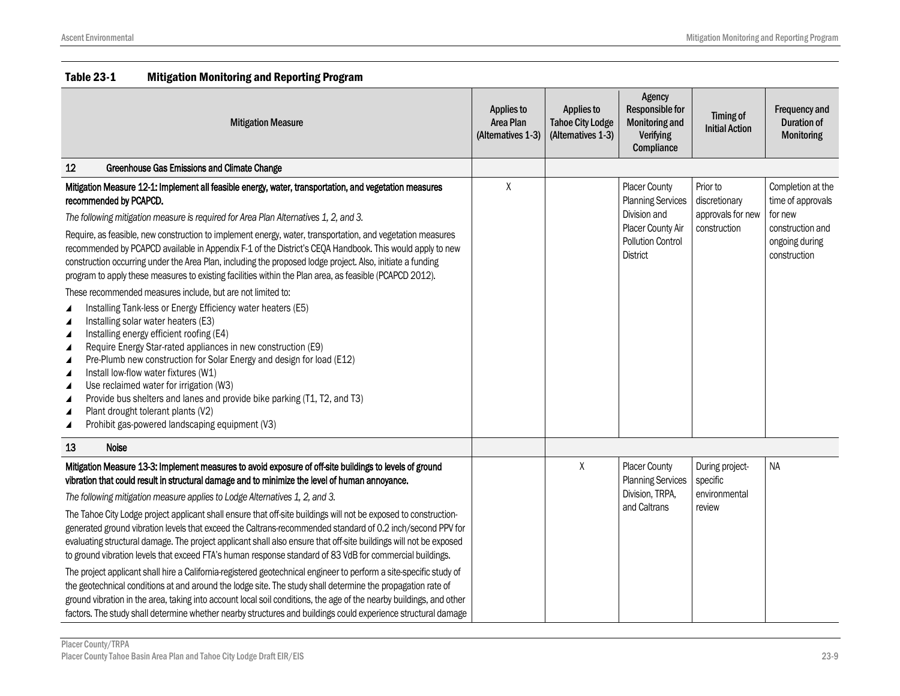## Table 23-1 Mitigation Monitoring and Reporting Program

| Mitigation Measure | Applies to Area Plan (Alternatives 1-3) | Applies to Tahoe City Lodge (Alternatives 1-3) | Agency Responsible for Monitoring and Verifying Compliance | Timing of Initial Action | Frequency and Duration of Monitoring |
|---|---|---|---|---|---|
| **12 Greenhouse Gas Emissions and Climate Change** | | | | | |
| **Mitigation Measure 12-1: Implement all feasible energy, water, transportation, and vegetation measures recommended by PCAPCD.**<br>*The following mitigation measure is required for Area Plan Alternatives 1, 2, and 3.*<br>Require, as feasible, new construction to implement energy, water, transportation, and vegetation measures recommended by PCAPCD available in Appendix F-1 of the District's CEQA Handbook. This would apply to new construction occurring under the Area Plan, including the proposed lodge project. Also, initiate a funding program to apply these measures to existing facilities within the Plan area, as feasible (PCAPCD 2012).<br>These recommended measures include, but are not limited to:<br>◢ Installing Tank-less or Energy Efficiency water heaters (E5)<br>◢ Installing solar water heaters (E3)<br>◢ Installing energy efficient roofing (E4)<br>◢ Require Energy Star-rated appliances in new construction (E9)<br>◢ Pre-Plumb new construction for Solar Energy and design for load (E12)<br>◢ Install low-flow water fixtures (W1)<br>◢ Use reclaimed water for irrigation (W3)<br>◢ Provide bus shelters and lanes and provide bike parking (T1, T2, and T3)<br>◢ Plant drought tolerant plants (V2)<br>◢ Prohibit gas-powered landscaping equipment (V3) | X | | Placer County Planning Services Division and Placer County Air Pollution Control District | Prior to discretionary approvals for new construction | Completion at the time of approvals for new construction and ongoing during construction |
| **13 Noise** | | | | | |
| **Mitigation Measure 13-3: Implement measures to avoid exposure of off-site buildings to levels of ground vibration that could result in structural damage and to minimize the level of human annoyance.**<br>*The following mitigation measure applies to Lodge Alternatives 1, 2, and 3.*<br>The Tahoe City Lodge project applicant shall ensure that off-site buildings will not be exposed to construction-generated ground vibration levels that exceed the Caltrans-recommended standard of 0.2 inch/second PPV for evaluating structural damage. The project applicant shall also ensure that off-site buildings will not be exposed to ground vibration levels that exceed FTA's human response standard of 83 VdB for commercial buildings.<br>The project applicant shall hire a California-registered geotechnical engineer to perform a site-specific study of the geotechnical conditions at and around the lodge site. The study shall determine the propagation rate of ground vibration in the area, taking into account local soil conditions, the age of the nearby buildings, and other factors. The study shall determine whether nearby structures and buildings could experience structural damage | | X | Placer County Planning Services Division, TRPA, and Caltrans | During project-specific environmental review | NA |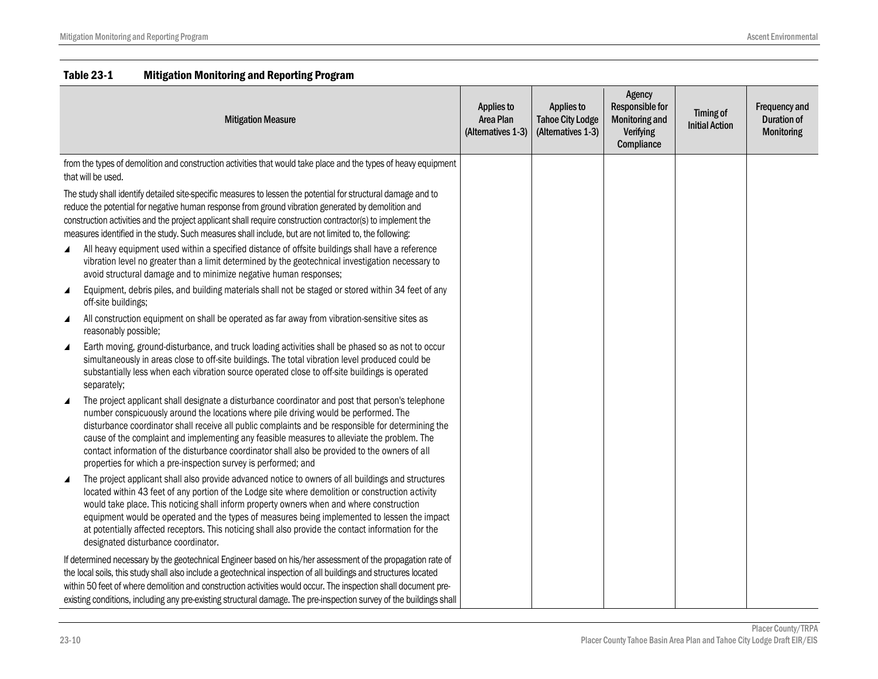**Table 23-1 Mitigation Monitoring and Reporting Program**

| Mitigation Measure | Applies to Area Plan (Alternatives 1-3) | Applies to Tahoe City Lodge (Alternatives 1-3) | Agency Responsible for Monitoring and Verifying Compliance | Timing of Initial Action | Frequency and Duration of Monitoring |
|---|---|---|---|---|---|
| from the types of demolition and construction activities that would take place and the types of heavy equipment that will be used.<br><br>The study shall identify detailed site-specific measures to lessen the potential for structural damage and to reduce the potential for negative human response from ground vibration generated by demolition and construction activities and the project applicant shall require construction contractor(s) to implement the measures identified in the study. Such measures shall include, but are not limited to, the following:<br><br>◢ All heavy equipment used within a specified distance of offsite buildings shall have a reference vibration level no greater than a limit determined by the geotechnical investigation necessary to avoid structural damage and to minimize negative human responses;<br><br>◢ Equipment, debris piles, and building materials shall not be staged or stored within 34 feet of any off-site buildings;<br><br>◢ All construction equipment on shall be operated as far away from vibration-sensitive sites as reasonably possible;<br><br>◢ Earth moving, ground-disturbance, and truck loading activities shall be phased so as not to occur simultaneously in areas close to off-site buildings. The total vibration level produced could be substantially less when each vibration source operated close to off-site buildings is operated separately;<br><br>◢ The project applicant shall designate a disturbance coordinator and post that person's telephone number conspicuously around the locations where pile driving would be performed. The disturbance coordinator shall receive all public complaints and be responsible for determining the cause of the complaint and implementing any feasible measures to alleviate the problem. The contact information of the disturbance coordinator shall also be provided to the owners of all properties for which a pre-inspection survey is performed; and<br><br>◢ The project applicant shall also provide advanced notice to owners of all buildings and structures located within 43 feet of any portion of the Lodge site where demolition or construction activity would take place. This noticing shall inform property owners when and where construction equipment would be operated and the types of measures being implemented to lessen the impact at potentially affected receptors. This noticing shall also provide the contact information for the designated disturbance coordinator.<br><br>If determined necessary by the geotechnical Engineer based on his/her assessment of the propagation rate of the local soils, this study shall also include a geotechnical inspection of all buildings and structures located within 50 feet of where demolition and construction activities would occur. The inspection shall document pre-existing conditions, including any pre-existing structural damage. The pre-inspection survey of the buildings shall | | | | | |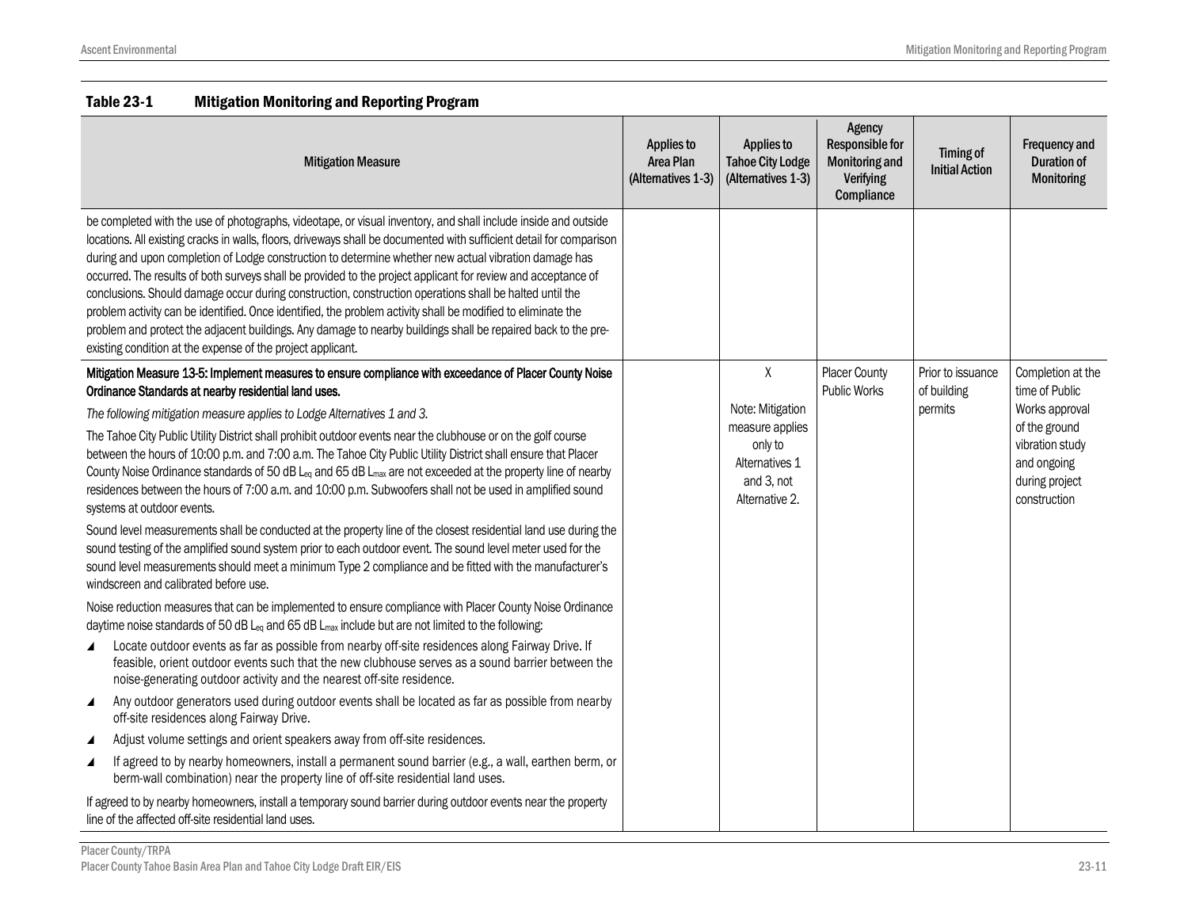**Table 23-1 Mitigation Monitoring and Reporting Program**

| Mitigation Measure | Applies to Area Plan (Alternatives 1-3) | Applies to Tahoe City Lodge (Alternatives 1-3) | Agency Responsible for Monitoring and Verifying Compliance | Timing of Initial Action | Frequency and Duration of Monitoring |
|---|---|---|---|---|---|
| be completed with the use of photographs, videotape, or visual inventory, and shall include inside and outside locations. All existing cracks in walls, floors, driveways shall be documented with sufficient detail for comparison during and upon completion of Lodge construction to determine whether new actual vibration damage has occurred. The results of both surveys shall be provided to the project applicant for review and acceptance of conclusions. Should damage occur during construction, construction operations shall be halted until the problem activity can be identified. Once identified, the problem activity shall be modified to eliminate the problem and protect the adjacent buildings. Any damage to nearby buildings shall be repaired back to the pre-existing condition at the expense of the project applicant. | | | | | |
| **Mitigation Measure 13-5: Implement measures to ensure compliance with exceedance of Placer County Noise Ordinance Standards at nearby residential land uses.**<br><br>*The following mitigation measure applies to Lodge Alternatives 1 and 3.*<br><br>The Tahoe City Public Utility District shall prohibit outdoor events near the clubhouse or on the golf course between the hours of 10:00 p.m. and 7:00 a.m. The Tahoe City Public Utility District shall ensure that Placer County Noise Ordinance standards of 50 dB $L_{eq}$ and 65 dB $L_{max}$ are not exceeded at the property line of nearby residences between the hours of 7:00 a.m. and 10:00 p.m. Subwoofers shall not be used in amplified sound systems at outdoor events.<br><br>Sound level measurements shall be conducted at the property line of the closest residential land use during the sound testing of the amplified sound system prior to each outdoor event. The sound level meter used for the sound level measurements should meet a minimum Type 2 compliance and be fitted with the manufacturer's windscreen and calibrated before use.<br><br>Noise reduction measures that can be implemented to ensure compliance with Placer County Noise Ordinance daytime noise standards of 50 dB $L_{eq}$ and 65 dB $L_{max}$ include but are not limited to the following:<br>▲ Locate outdoor events as far as possible from nearby off-site residences along Fairway Drive. If feasible, orient outdoor events such that the new clubhouse serves as a sound barrier between the noise-generating outdoor activity and the nearest off-site residence.<br>▲ Any outdoor generators used during outdoor events shall be located as far as possible from nearby off-site residences along Fairway Drive.<br>▲ Adjust volume settings and orient speakers away from off-site residences.<br>▲ If agreed to by nearby homeowners, install a permanent sound barrier (e.g., a wall, earthen berm, or berm-wall combination) near the property line of off-site residential land uses.<br><br>If agreed to by nearby homeowners, install a temporary sound barrier during outdoor events near the property line of the affected off-site residential land uses. | | X<br><br>Note: Mitigation measure applies only to Alternatives 1 and 3, not Alternative 2. | Placer County Public Works | Prior to issuance of building permits | Completion at the time of Public Works approval of the ground vibration study and ongoing during project construction |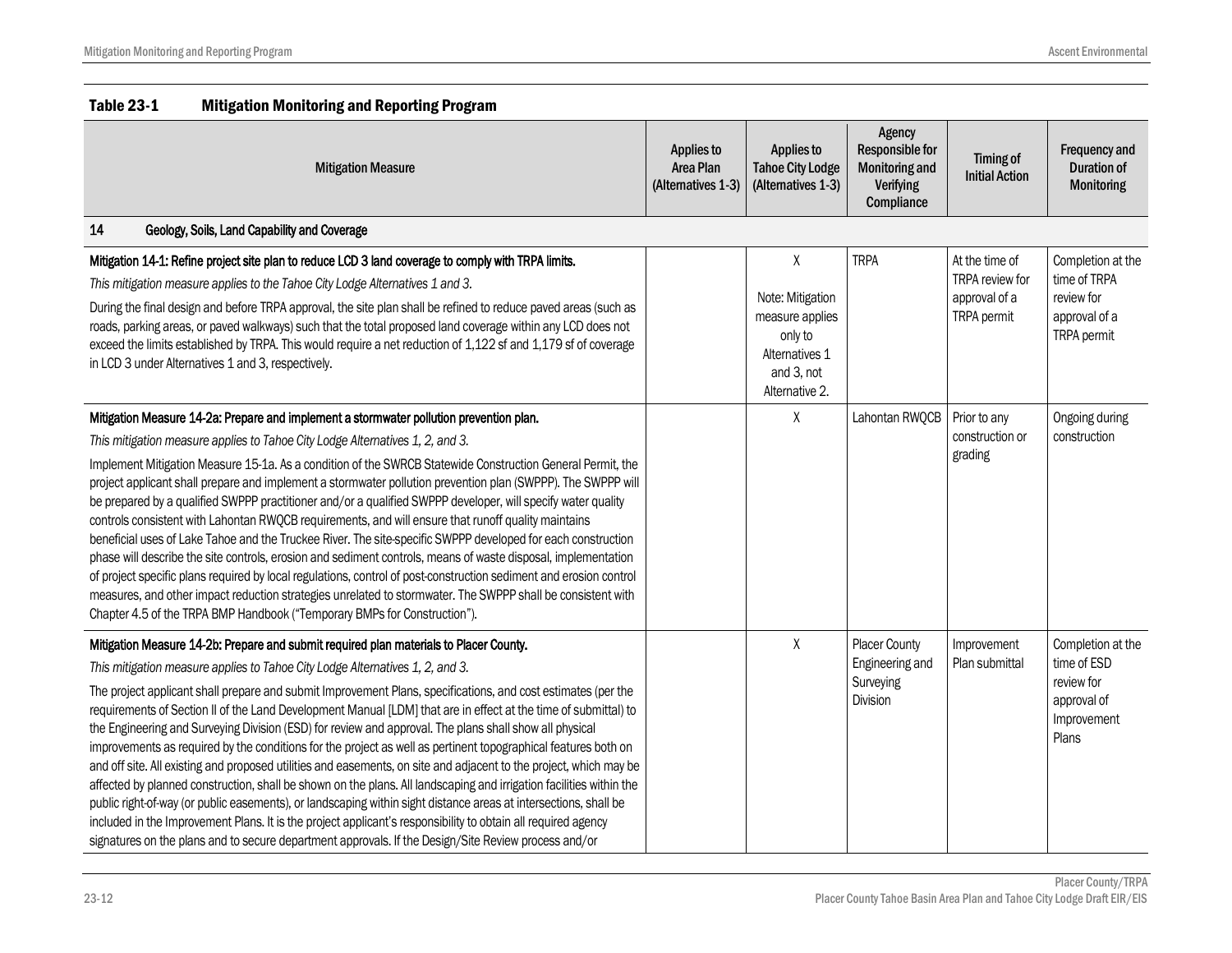## Table 23-1 Mitigation Monitoring and Reporting Program

| Mitigation Measure | Applies to Area Plan (Alternatives 1-3) | Applies to Tahoe City Lodge (Alternatives 1-3) | Agency Responsible for Monitoring and Verifying Compliance | Timing of Initial Action | Frequency and Duration of Monitoring |
|---|---|---|---|---|---|
| **14 Geology, Soils, Land Capability and Coverage** | | | | | |
| **Mitigation 14-1: Refine project site plan to reduce LCD 3 land coverage to comply with TRPA limits.** *This mitigation measure applies to the Tahoe City Lodge Alternatives 1 and 3.* During the final design and before TRPA approval, the site plan shall be refined to reduce paved areas (such as roads, parking areas, or paved walkways) such that the total proposed land coverage within any LCD does not exceed the limits established by TRPA. This would require a net reduction of 1,122 sf and 1,179 sf of coverage in LCD 3 under Alternatives 1 and 3, respectively. | | X Note: Mitigation measure applies only to Alternatives 1 and 3, not Alternative 2. | TRPA | At the time of TRPA review for approval of a TRPA permit | Completion at the time of TRPA review for approval of a TRPA permit |
| **Mitigation Measure 14-2a: Prepare and implement a stormwater pollution prevention plan.** *This mitigation measure applies to Tahoe City Lodge Alternatives 1, 2, and 3.* Implement Mitigation Measure 15-1a. As a condition of the SWRCB Statewide Construction General Permit, the project applicant shall prepare and implement a stormwater pollution prevention plan (SWPPP). The SWPPP will be prepared by a qualified SWPPP practitioner and/or a qualified SWPPP developer, will specify water quality controls consistent with Lahontan RWQCB requirements, and will ensure that runoff quality maintains beneficial uses of Lake Tahoe and the Truckee River. The site-specific SWPPP developed for each construction phase will describe the site controls, erosion and sediment controls, means of waste disposal, implementation of project specific plans required by local regulations, control of post-construction sediment and erosion control measures, and other impact reduction strategies unrelated to stormwater. The SWPPP shall be consistent with Chapter 4.5 of the TRPA BMP Handbook ("Temporary BMPs for Construction"). | | X | Lahontan RWQCB | Prior to any construction or grading | Ongoing during construction |
| **Mitigation Measure 14-2b: Prepare and submit required plan materials to Placer County.** *This mitigation measure applies to Tahoe City Lodge Alternatives 1, 2, and 3.* The project applicant shall prepare and submit Improvement Plans, specifications, and cost estimates (per the requirements of Section II of the Land Development Manual [LDM] that are in effect at the time of submittal) to the Engineering and Surveying Division (ESD) for review and approval. The plans shall show all physical improvements as required by the conditions for the project as well as pertinent topographical features both on and off site. All existing and proposed utilities and easements, on site and adjacent to the project, which may be affected by planned construction, shall be shown on the plans. All landscaping and irrigation facilities within the public right-of-way (or public easements), or landscaping within sight distance areas at intersections, shall be included in the Improvement Plans. It is the project applicant's responsibility to obtain all required agency signatures on the plans and to secure department approvals. If the Design/Site Review process and/or | | X | Placer County Engineering and Surveying Division | Improvement Plan submittal | Completion at the time of ESD review for approval of Improvement Plans |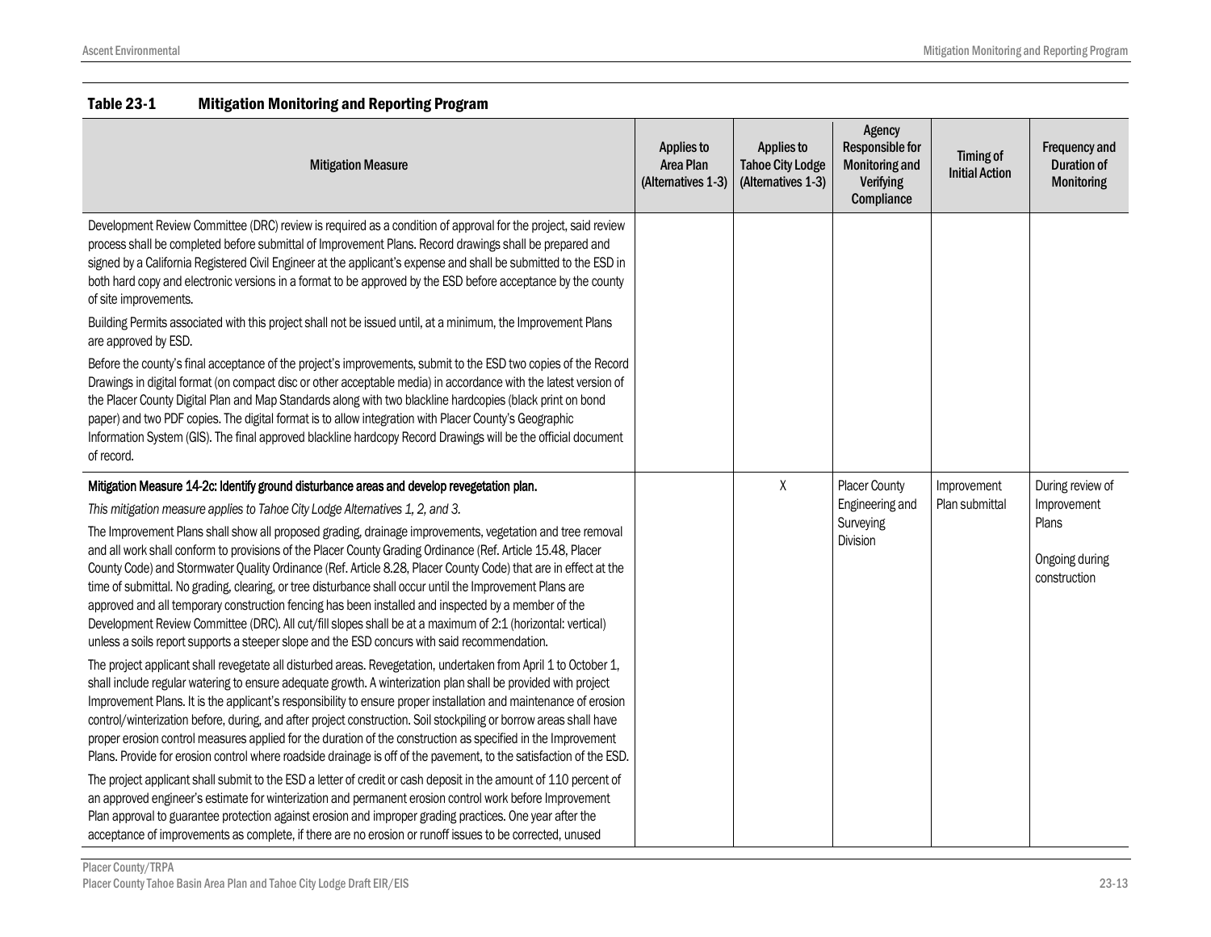**Table 23-1 Mitigation Monitoring and Reporting Program**

| Mitigation Measure | Applies to Area Plan (Alternatives 1-3) | Applies to Tahoe City Lodge (Alternatives 1-3) | Agency Responsible for Monitoring and Verifying Compliance | Timing of Initial Action | Frequency and Duration of Monitoring |
|---|---|---|---|---|---|
| Development Review Committee (DRC) review is required as a condition of approval for the project, said review process shall be completed before submittal of Improvement Plans. Record drawings shall be prepared and signed by a California Registered Civil Engineer at the applicant's expense and shall be submitted to the ESD in both hard copy and electronic versions in a format to be approved by the ESD before acceptance by the county of site improvements.<br><br>Building Permits associated with this project shall not be issued until, at a minimum, the Improvement Plans are approved by ESD.<br><br>Before the county's final acceptance of the project's improvements, submit to the ESD two copies of the Record Drawings in digital format (on compact disc or other acceptable media) in accordance with the latest version of the Placer County Digital Plan and Map Standards along with two blackline hardcopies (black print on bond paper) and two PDF copies. The digital format is to allow integration with Placer County's Geographic Information System (GIS). The final approved blackline hardcopy Record Drawings will be the official document of record. | | | | | |
| **Mitigation Measure 14-2c: Identify ground disturbance areas and develop revegetation plan.**<br><br>*This mitigation measure applies to Tahoe City Lodge Alternatives 1, 2, and 3.*<br><br>The Improvement Plans shall show all proposed grading, drainage improvements, vegetation and tree removal and all work shall conform to provisions of the Placer County Grading Ordinance (Ref. Article 15.48, Placer County Code) and Stormwater Quality Ordinance (Ref. Article 8.28, Placer County Code) that are in effect at the time of submittal. No grading, clearing, or tree disturbance shall occur until the Improvement Plans are approved and all temporary construction fencing has been installed and inspected by a member of the Development Review Committee (DRC). All cut/fill slopes shall be at a maximum of 2:1 (horizontal: vertical) unless a soils report supports a steeper slope and the ESD concurs with said recommendation.<br><br>The project applicant shall revegetate all disturbed areas. Revegetation, undertaken from April 1 to October 1, shall include regular watering to ensure adequate growth. A winterization plan shall be provided with project Improvement Plans. It is the applicant's responsibility to ensure proper installation and maintenance of erosion control/winterization before, during, and after project construction. Soil stockpiling or borrow areas shall have proper erosion control measures applied for the duration of the construction as specified in the Improvement Plans. Provide for erosion control where roadside drainage is off of the pavement, to the satisfaction of the ESD.<br><br>The project applicant shall submit to the ESD a letter of credit or cash deposit in the amount of 110 percent of an approved engineer's estimate for winterization and permanent erosion control work before Improvement Plan approval to guarantee protection against erosion and improper grading practices. One year after the acceptance of improvements as complete, if there are no erosion or runoff issues to be corrected, unused | | X | Placer County Engineering and Surveying Division | Improvement Plan submittal | During review of Improvement Plans<br><br>Ongoing during construction |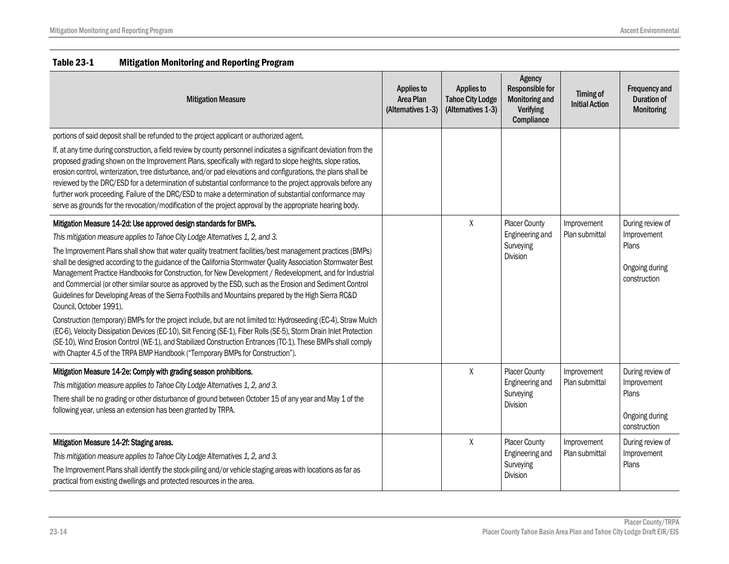**Table 23-1 Mitigation Monitoring and Reporting Program**

| Mitigation Measure | Applies to Area Plan (Alternatives 1-3) | Applies to Tahoe City Lodge (Alternatives 1-3) | Agency Responsible for Monitoring and Verifying Compliance | Timing of Initial Action | Frequency and Duration of Monitoring |
|---|---|---|---|---|---|
| portions of said deposit shall be refunded to the project applicant or authorized agent.<br><br>If, at any time during construction, a field review by county personnel indicates a significant deviation from the proposed grading shown on the Improvement Plans, specifically with regard to slope heights, slope ratios, erosion control, winterization, tree disturbance, and/or pad elevations and configurations, the plans shall be reviewed by the DRC/ESD for a determination of substantial conformance to the project approvals before any further work proceeding. Failure of the DRC/ESD to make a determination of substantial conformance may serve as grounds for the revocation/modification of the project approval by the appropriate hearing body. | | | | | |
| **Mitigation Measure 14-2d: Use approved design standards for BMPs.**<br><br>*This mitigation measure applies to Tahoe City Lodge Alternatives 1, 2, and 3.*<br><br>The Improvement Plans shall show that water quality treatment facilities/best management practices (BMPs) shall be designed according to the guidance of the California Stormwater Quality Association Stormwater Best Management Practice Handbooks for Construction, for New Development / Redevelopment, and for Industrial and Commercial (or other similar source as approved by the ESD, such as the Erosion and Sediment Control Guidelines for Developing Areas of the Sierra Foothills and Mountains prepared by the High Sierra RC&D Council, October 1991).<br><br>Construction (temporary) BMPs for the project include, but are not limited to: Hydroseeding (EC-4), Straw Mulch (EC-6), Velocity Dissipation Devices (EC-10), Silt Fencing (SE-1), Fiber Rolls (SE-5), Storm Drain Inlet Protection (SE-10), Wind Erosion Control (WE-1), and Stabilized Construction Entrances (TC-1). These BMPs shall comply with Chapter 4.5 of the TRPA BMP Handbook ("Temporary BMPs for Construction"). | | X | Placer County Engineering and Surveying Division | Improvement Plan submittal | During review of Improvement Plans<br><br>Ongoing during construction |
| **Mitigation Measure 14-2e: Comply with grading season prohibitions.**<br><br>*This mitigation measure applies to Tahoe City Lodge Alternatives 1, 2, and 3.*<br><br>There shall be no grading or other disturbance of ground between October 15 of any year and May 1 of the following year, unless an extension has been granted by TRPA. | | X | Placer County Engineering and Surveying Division | Improvement Plan submittal | During review of Improvement Plans<br><br>Ongoing during construction |
| **Mitigation Measure 14-2f: Staging areas.**<br><br>*This mitigation measure applies to Tahoe City Lodge Alternatives 1, 2, and 3.*<br><br>The Improvement Plans shall identify the stock-piling and/or vehicle staging areas with locations as far as practical from existing dwellings and protected resources in the area. | | X | Placer County Engineering and Surveying Division | Improvement Plan submittal | During review of Improvement Plans |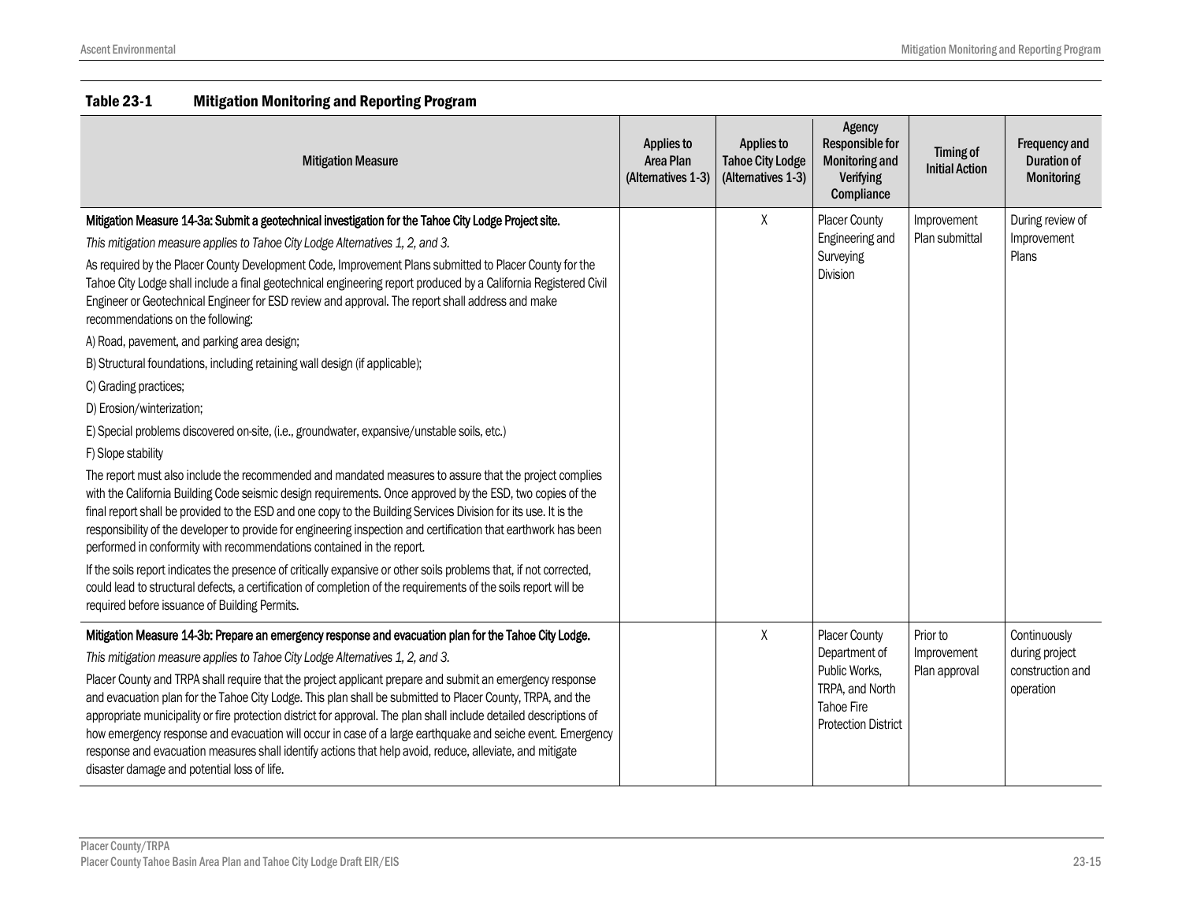**Table 23-1 Mitigation Monitoring and Reporting Program**

| Mitigation Measure | Applies to Area Plan (Alternatives 1-3) | Applies to Tahoe City Lodge (Alternatives 1-3) | Agency Responsible for Monitoring and Verifying Compliance | Timing of Initial Action | Frequency and Duration of Monitoring |
|---|---|---|---|---|---|
| **Mitigation Measure 14-3a: Submit a geotechnical investigation for the Tahoe City Lodge Project site.**<br>*This mitigation measure applies to Tahoe City Lodge Alternatives 1, 2, and 3.*<br>As required by the Placer County Development Code, Improvement Plans submitted to Placer County for the Tahoe City Lodge shall include a final geotechnical engineering report produced by a California Registered Civil Engineer or Geotechnical Engineer for ESD review and approval. The report shall address and make recommendations on the following:<br>A) Road, pavement, and parking area design;<br>B) Structural foundations, including retaining wall design (if applicable);<br>C) Grading practices;<br>D) Erosion/winterization;<br>E) Special problems discovered on-site, (i.e., groundwater, expansive/unstable soils, etc.)<br>F) Slope stability<br>The report must also include the recommended and mandated measures to assure that the project complies with the California Building Code seismic design requirements. Once approved by the ESD, two copies of the final report shall be provided to the ESD and one copy to the Building Services Division for its use. It is the responsibility of the developer to provide for engineering inspection and certification that earthwork has been performed in conformity with recommendations contained in the report.<br>If the soils report indicates the presence of critically expansive or other soils problems that, if not corrected, could lead to structural defects, a certification of completion of the requirements of the soils report will be required before issuance of Building Permits. | | X | Placer County Engineering and Surveying Division | Improvement Plan submittal | During review of Improvement Plans |
| **Mitigation Measure 14-3b: Prepare an emergency response and evacuation plan for the Tahoe City Lodge.**<br>*This mitigation measure applies to Tahoe City Lodge Alternatives 1, 2, and 3.*<br>Placer County and TRPA shall require that the project applicant prepare and submit an emergency response and evacuation plan for the Tahoe City Lodge. This plan shall be submitted to Placer County, TRPA, and the appropriate municipality or fire protection district for approval. The plan shall include detailed descriptions of how emergency response and evacuation will occur in case of a large earthquake and seiche event. Emergency response and evacuation measures shall identify actions that help avoid, reduce, alleviate, and mitigate disaster damage and potential loss of life. | | X | Placer County Department of Public Works, TRPA, and North Tahoe Fire Protection District | Prior to Improvement Plan approval | Continuously during project construction and operation |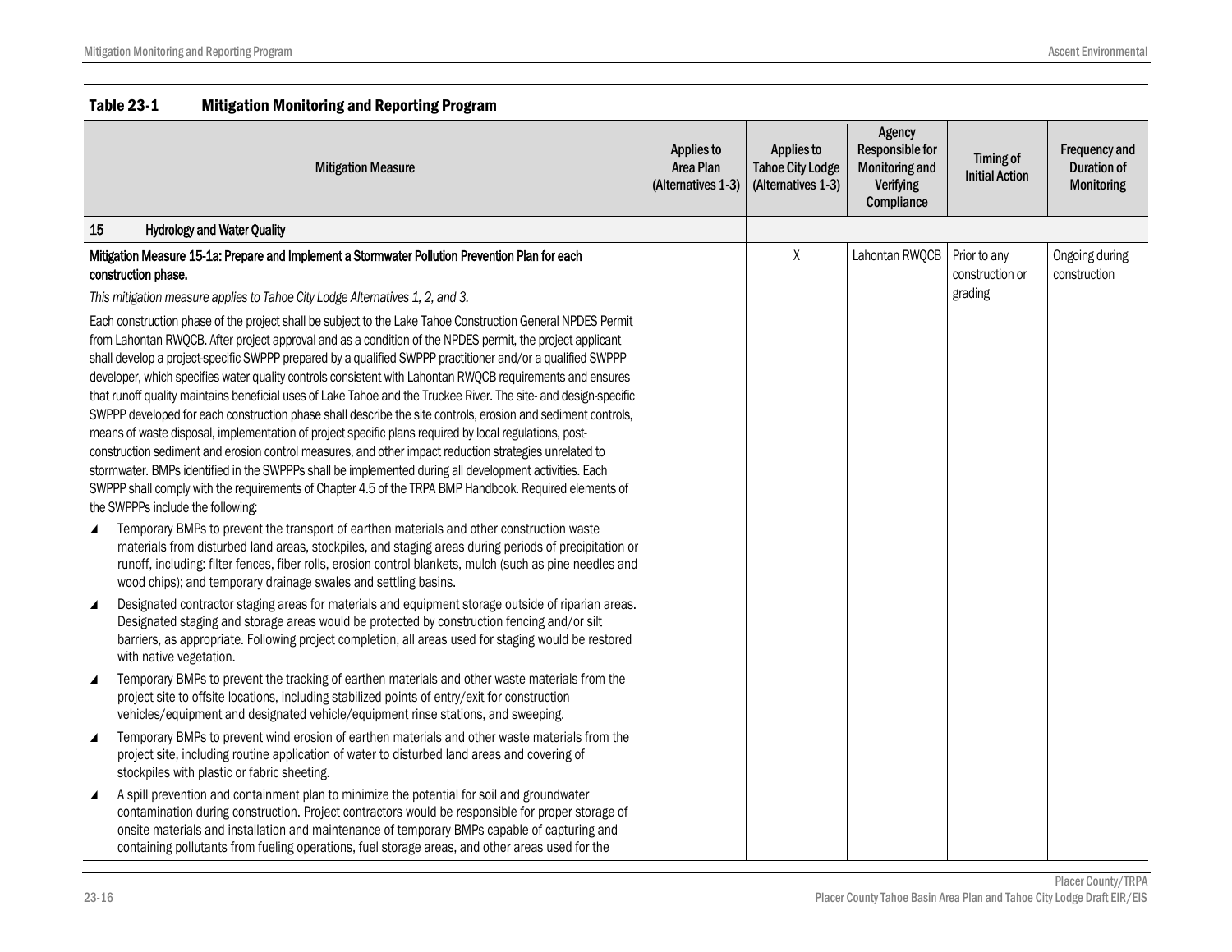**Table 23-1 Mitigation Monitoring and Reporting Program**

| Mitigation Measure | Applies to Area Plan (Alternatives 1-3) | Applies to Tahoe City Lodge (Alternatives 1-3) | Agency Responsible for Monitoring and Verifying Compliance | Timing of Initial Action | Frequency and Duration of Monitoring |
|---|---|---|---|---|---|
| **15 Hydrology and Water Quality** | | | | | |
| **Mitigation Measure 15-1a: Prepare and Implement a Stormwater Pollution Prevention Plan for each construction phase.**<br><br>*This mitigation measure applies to Tahoe City Lodge Alternatives 1, 2, and 3.*<br><br>Each construction phase of the project shall be subject to the Lake Tahoe Construction General NPDES Permit from Lahontan RWQCB. After project approval and as a condition of the NPDES permit, the project applicant shall develop a project-specific SWPPP prepared by a qualified SWPPP practitioner and/or a qualified SWPPP developer, which specifies water quality controls consistent with Lahontan RWQCB requirements and ensures that runoff quality maintains beneficial uses of Lake Tahoe and the Truckee River. The site- and design-specific SWPPP developed for each construction phase shall describe the site controls, erosion and sediment controls, means of waste disposal, implementation of project specific plans required by local regulations, post-construction sediment and erosion control measures, and other impact reduction strategies unrelated to stormwater. BMPs identified in the SWPPPs shall be implemented during all development activities. Each SWPPP shall comply with the requirements of Chapter 4.5 of the TRPA BMP Handbook. Required elements of the SWPPPs include the following:<br><br>◢ Temporary BMPs to prevent the transport of earthen materials and other construction waste materials from disturbed land areas, stockpiles, and staging areas during periods of precipitation or runoff, including: filter fences, fiber rolls, erosion control blankets, mulch (such as pine needles and wood chips); and temporary drainage swales and settling basins.<br><br>◢ Designated contractor staging areas for materials and equipment storage outside of riparian areas. Designated staging and storage areas would be protected by construction fencing and/or silt barriers, as appropriate. Following project completion, all areas used for staging would be restored with native vegetation.<br><br>◢ Temporary BMPs to prevent the tracking of earthen materials and other waste materials from the project site to offsite locations, including stabilized points of entry/exit for construction vehicles/equipment and designated vehicle/equipment rinse stations, and sweeping.<br><br>◢ Temporary BMPs to prevent wind erosion of earthen materials and other waste materials from the project site, including routine application of water to disturbed land areas and covering of stockpiles with plastic or fabric sheeting.<br><br>◢ A spill prevention and containment plan to minimize the potential for soil and groundwater contamination during construction. Project contractors would be responsible for proper storage of onsite materials and installation and maintenance of temporary BMPs capable of capturing and containing pollutants from fueling operations, fuel storage areas, and other areas used for the | | X | Lahontan RWQCB | Prior to any construction or grading | Ongoing during construction |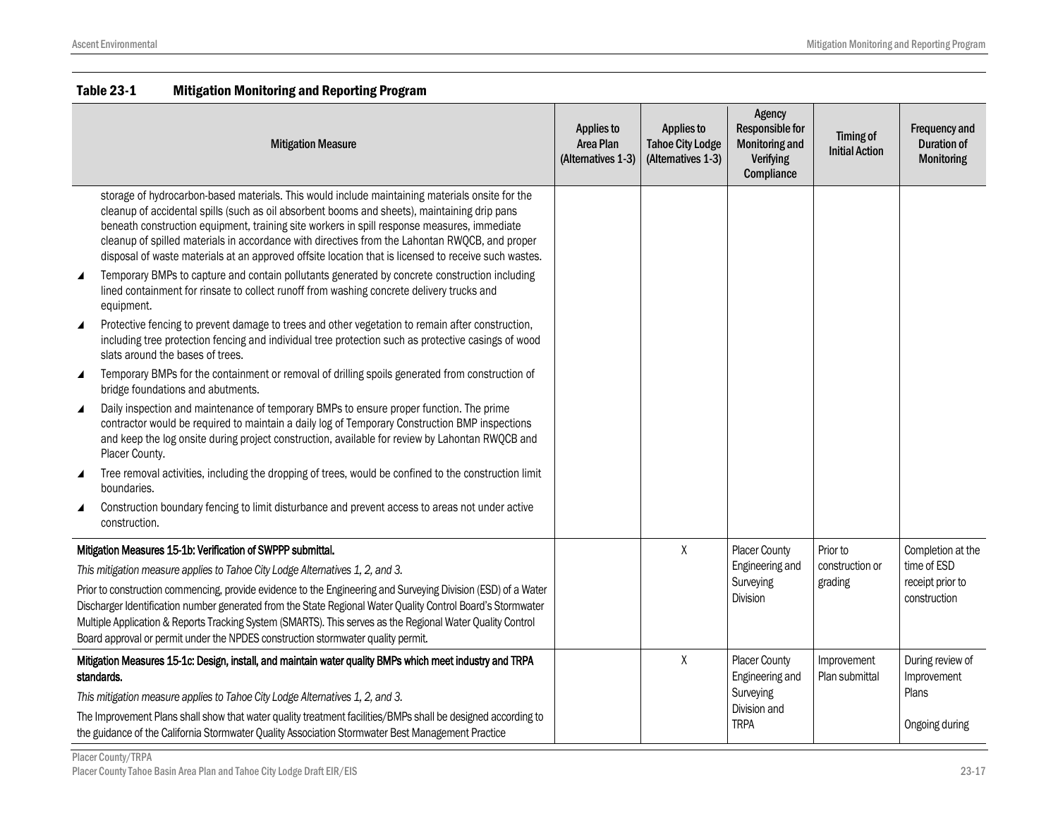**Table 23-1 Mitigation Monitoring and Reporting Program**

| Mitigation Measure | Applies to Area Plan (Alternatives 1-3) | Applies to Tahoe City Lodge (Alternatives 1-3) | Agency Responsible for Monitoring and Verifying Compliance | Timing of Initial Action | Frequency and Duration of Monitoring |
|---|---|---|---|---|---|
| storage of hydrocarbon-based materials. This would include maintaining materials onsite for the cleanup of accidental spills (such as oil absorbent booms and sheets), maintaining drip pans beneath construction equipment, training site workers in spill response measures, immediate cleanup of spilled materials in accordance with directives from the Lahontan RWQCB, and proper disposal of waste materials at an approved offsite location that is licensed to receive such wastes.<br>◢ Temporary BMPs to capture and contain pollutants generated by concrete construction including lined containment for rinsate to collect runoff from washing concrete delivery trucks and equipment.<br>◢ Protective fencing to prevent damage to trees and other vegetation to remain after construction, including tree protection fencing and individual tree protection such as protective casings of wood slats around the bases of trees.<br>◢ Temporary BMPs for the containment or removal of drilling spoils generated from construction of bridge foundations and abutments.<br>◢ Daily inspection and maintenance of temporary BMPs to ensure proper function. The prime contractor would be required to maintain a daily log of Temporary Construction BMP inspections and keep the log onsite during project construction, available for review by Lahontan RWQCB and Placer County.<br>◢ Tree removal activities, including the dropping of trees, would be confined to the construction limit boundaries.<br>◢ Construction boundary fencing to limit disturbance and prevent access to areas not under active construction. | | | | | |
| **Mitigation Measures 15-1b: Verification of SWPPP submittal.**<br>*This mitigation measure applies to Tahoe City Lodge Alternatives 1, 2, and 3.*<br>Prior to construction commencing, provide evidence to the Engineering and Surveying Division (ESD) of a Water Discharger Identification number generated from the State Regional Water Quality Control Board's Stormwater Multiple Application & Reports Tracking System (SMARTS). This serves as the Regional Water Quality Control Board approval or permit under the NPDES construction stormwater quality permit. | | X | Placer County Engineering and Surveying Division | Prior to construction or grading | Completion at the time of ESD receipt prior to construction |
| **Mitigation Measures 15-1c: Design, install, and maintain water quality BMPs which meet industry and TRPA standards.**<br>*This mitigation measure applies to Tahoe City Lodge Alternatives 1, 2, and 3.*<br>The Improvement Plans shall show that water quality treatment facilities/BMPs shall be designed according to the guidance of the California Stormwater Quality Association Stormwater Best Management Practice | | X | Placer County Engineering and Surveying Division and TRPA | Improvement Plan submittal | During review of Improvement Plans<br><br>Ongoing during |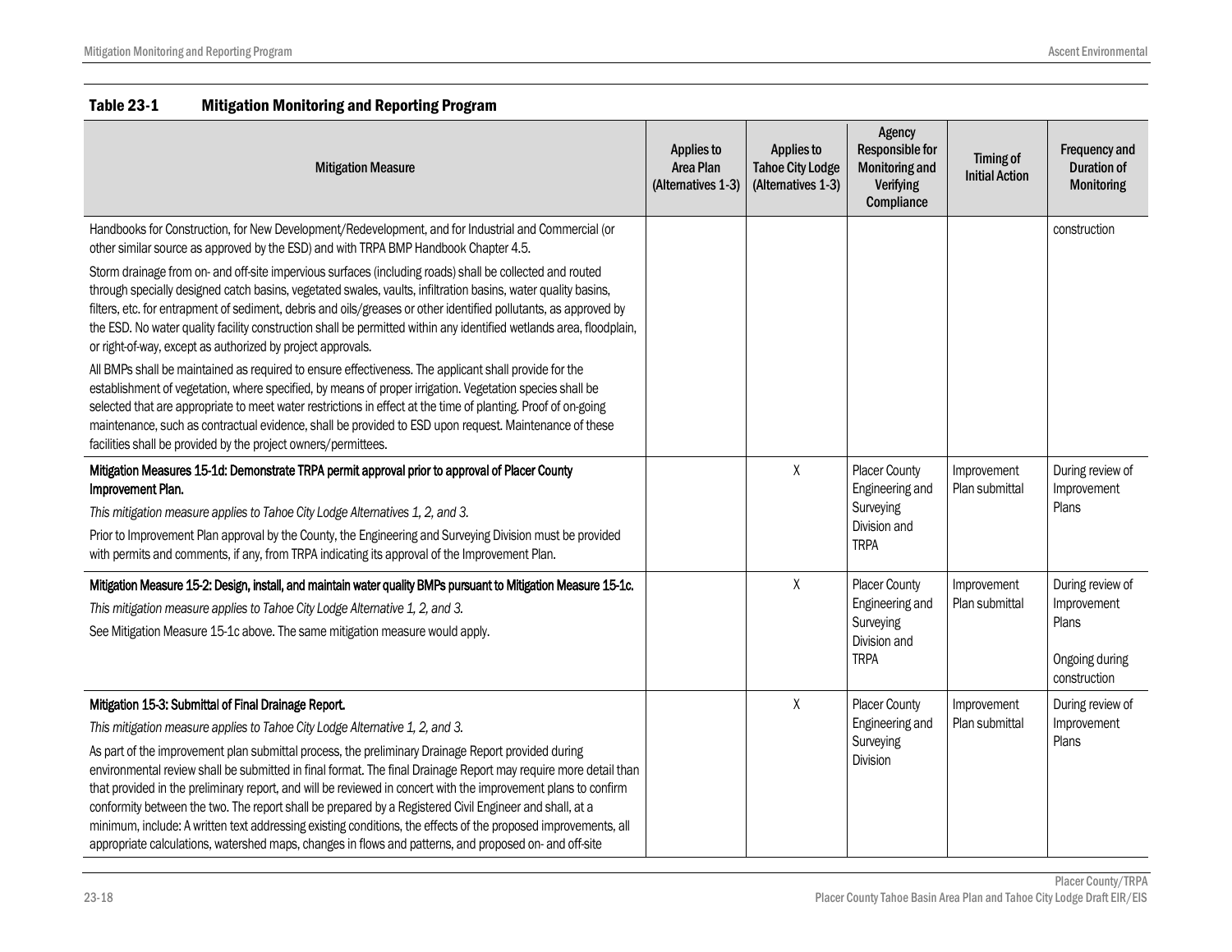**Table 23-1 Mitigation Monitoring and Reporting Program**

| Mitigation Measure | Applies to Area Plan (Alternatives 1-3) | Applies to Tahoe City Lodge (Alternatives 1-3) | Agency Responsible for Monitoring and Verifying Compliance | Timing of Initial Action | Frequency and Duration of Monitoring |
|---|---|---|---|---|---|
| Handbooks for Construction, for New Development/Redevelopment, and for Industrial and Commercial (or other similar source as approved by the ESD) and with TRPA BMP Handbook Chapter 4.5.<br><br>Storm drainage from on- and off-site impervious surfaces (including roads) shall be collected and routed through specially designed catch basins, vegetated swales, vaults, infiltration basins, water quality basins, filters, etc. for entrapment of sediment, debris and oils/greases or other identified pollutants, as approved by the ESD. No water quality facility construction shall be permitted within any identified wetlands area, floodplain, or right-of-way, except as authorized by project approvals.<br><br>All BMPs shall be maintained as required to ensure effectiveness. The applicant shall provide for the establishment of vegetation, where specified, by means of proper irrigation. Vegetation species shall be selected that are appropriate to meet water restrictions in effect at the time of planting. Proof of on-going maintenance, such as contractual evidence, shall be provided to ESD upon request. Maintenance of these facilities shall be provided by the project owners/permittees. | | | | | construction |
| **Mitigation Measures 15-1d: Demonstrate TRPA permit approval prior to approval of Placer County Improvement Plan.**<br><br>*This mitigation measure applies to Tahoe City Lodge Alternatives 1, 2, and 3.*<br><br>Prior to Improvement Plan approval by the County, the Engineering and Surveying Division must be provided with permits and comments, if any, from TRPA indicating its approval of the Improvement Plan. | | X | Placer County Engineering and Surveying Division and TRPA | Improvement Plan submittal | During review of Improvement Plans |
| **Mitigation Measure 15-2: Design, install, and maintain water quality BMPs pursuant to Mitigation Measure 15-1c.**<br><br>*This mitigation measure applies to Tahoe City Lodge Alternative 1, 2, and 3.*<br><br>See Mitigation Measure 15-1c above. The same mitigation measure would apply. | | X | Placer County Engineering and Surveying Division and TRPA | Improvement Plan submittal | During review of Improvement Plans<br><br>Ongoing during construction |
| **Mitigation 15-3: Submittal of Final Drainage Report.**<br><br>*This mitigation measure applies to Tahoe City Lodge Alternative 1, 2, and 3.*<br><br>As part of the improvement plan submittal process, the preliminary Drainage Report provided during environmental review shall be submitted in final format. The final Drainage Report may require more detail than that provided in the preliminary report, and will be reviewed in concert with the improvement plans to confirm conformity between the two. The report shall be prepared by a Registered Civil Engineer and shall, at a minimum, include: A written text addressing existing conditions, the effects of the proposed improvements, all appropriate calculations, watershed maps, changes in flows and patterns, and proposed on- and off-site | | X | Placer County Engineering and Surveying Division | Improvement Plan submittal | During review of Improvement Plans |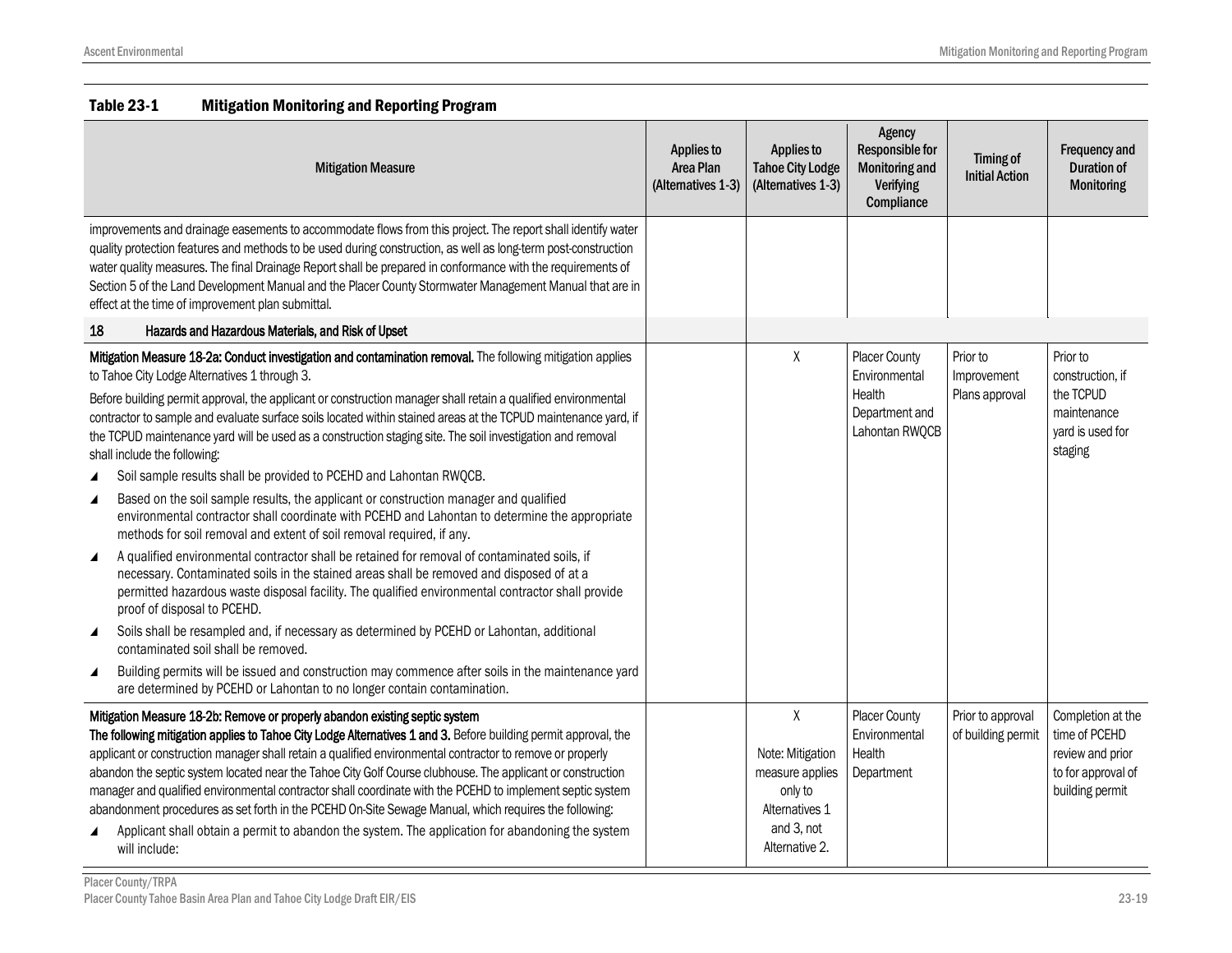**Table 23-1 Mitigation Monitoring and Reporting Program**

| Mitigation Measure | Applies to Area Plan (Alternatives 1-3) | Applies to Tahoe City Lodge (Alternatives 1-3) | Agency Responsible for Monitoring and Verifying Compliance | Timing of Initial Action | Frequency and Duration of Monitoring |
|---|---|---|---|---|---|
| improvements and drainage easements to accommodate flows from this project. The report shall identify water quality protection features and methods to be used during construction, as well as long-term post-construction water quality measures. The final Drainage Report shall be prepared in conformance with the requirements of Section 5 of the Land Development Manual and the Placer County Stormwater Management Manual that are in effect at the time of improvement plan submittal. | | | | | |
| **18 Hazards and Hazardous Materials, and Risk of Upset** | | | | | |
| **Mitigation Measure 18-2a: Conduct investigation and contamination removal.** The following mitigation applies to Tahoe City Lodge Alternatives 1 through 3.<br>Before building permit approval, the applicant or construction manager shall retain a qualified environmental contractor to sample and evaluate surface soils located within stained areas at the TCPUD maintenance yard, if the TCPUD maintenance yard will be used as a construction staging site. The soil investigation and removal shall include the following:<br>◢ Soil sample results shall be provided to PCEHD and Lahontan RWQCB.<br>◢ Based on the soil sample results, the applicant or construction manager and qualified environmental contractor shall coordinate with PCEHD and Lahontan to determine the appropriate methods for soil removal and extent of soil removal required, if any.<br>◢ A qualified environmental contractor shall be retained for removal of contaminated soils, if necessary. Contaminated soils in the stained areas shall be removed and disposed of at a permitted hazardous waste disposal facility. The qualified environmental contractor shall provide proof of disposal to PCEHD.<br>◢ Soils shall be resampled and, if necessary as determined by PCEHD or Lahontan, additional contaminated soil shall be removed.<br>◢ Building permits will be issued and construction may commence after soils in the maintenance yard are determined by PCEHD or Lahontan to no longer contain contamination. | | X | Placer County Environmental Health Department and Lahontan RWQCB | Prior to Improvement Plans approval | Prior to construction, if the TCPUD maintenance yard is used for staging |
| **Mitigation Measure 18-2b: Remove or properly abandon existing septic system**<br>**The following mitigation applies to Tahoe City Lodge Alternatives 1 and 3.** Before building permit approval, the applicant or construction manager shall retain a qualified environmental contractor to remove or properly abandon the septic system located near the Tahoe City Golf Course clubhouse. The applicant or construction manager and qualified environmental contractor shall coordinate with the PCEHD to implement septic system abandonment procedures as set forth in the PCEHD On-Site Sewage Manual, which requires the following:<br>◢ Applicant shall obtain a permit to abandon the system. The application for abandoning the system will include: | | X<br>Note: Mitigation measure applies only to Alternatives 1 and 3, not Alternative 2. | Placer County Environmental Health Department | Prior to approval of building permit | Completion at the time of PCEHD review and prior to approval of building permit |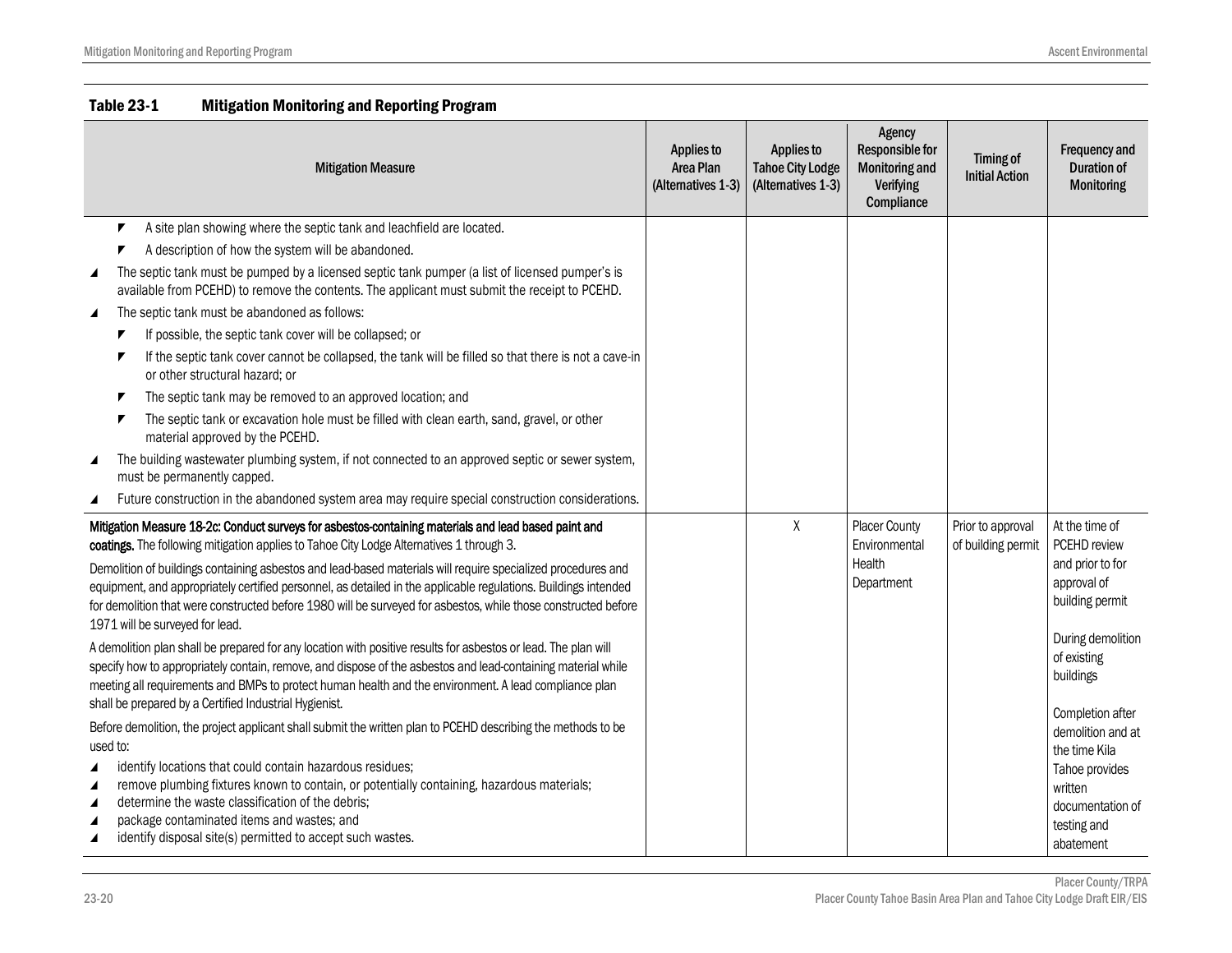**Table 23-1 Mitigation Monitoring and Reporting Program**

| Mitigation Measure | Applies to Area Plan (Alternatives 1-3) | Applies to Tahoe City Lodge (Alternatives 1-3) | Agency Responsible for Monitoring and Verifying Compliance | Timing of Initial Action | Frequency and Duration of Monitoring |
|---|---|---|---|---|---|
| ▾ A site plan showing where the septic tank and leachfield are located.<br>▾ A description of how the system will be abandoned.<br>◢ The septic tank must be pumped by a licensed septic tank pumper (a list of licensed pumper's is available from PCEHD) to remove the contents. The applicant must submit the receipt to PCEHD.<br>◢ The septic tank must be abandoned as follows:<br>▾ If possible, the septic tank cover will be collapsed; or<br>▾ If the septic tank cover cannot be collapsed, the tank will be filled so that there is not a cave-in or other structural hazard; or<br>▾ The septic tank may be removed to an approved location; and<br>▾ The septic tank or excavation hole must be filled with clean earth, sand, gravel, or other material approved by the PCEHD.<br>◢ The building wastewater plumbing system, if not connected to an approved septic or sewer system, must be permanently capped.<br>◢ Future construction in the abandoned system area may require special construction considerations. | | | | | |
| **Mitigation Measure 18-2c: Conduct surveys for asbestos-containing materials and lead based paint and coatings.** The following mitigation applies to Tahoe City Lodge Alternatives 1 through 3.<br><br>Demolition of buildings containing asbestos and lead-based materials will require specialized procedures and equipment, and appropriately certified personnel, as detailed in the applicable regulations. Buildings intended for demolition that were constructed before 1980 will be surveyed for asbestos, while those constructed before 1971 will be surveyed for lead.<br><br>A demolition plan shall be prepared for any location with positive results for asbestos or lead. The plan will specify how to appropriately contain, remove, and dispose of the asbestos and lead-containing material while meeting all requirements and BMPs to protect human health and the environment. A lead compliance plan shall be prepared by a Certified Industrial Hygienist.<br><br>Before demolition, the project applicant shall submit the written plan to PCEHD describing the methods to be used to:<br>◢ identify locations that could contain hazardous residues;<br>◢ remove plumbing fixtures known to contain, or potentially containing, hazardous materials;<br>◢ determine the waste classification of the debris;<br>◢ package contaminated items and wastes; and<br>◢ identify disposal site(s) permitted to accept such wastes. | | X | Placer County Environmental Health Department | Prior to approval of building permit | At the time of PCEHD review and prior to for approval of building permit<br><br>During demolition of existing buildings<br><br>Completion after demolition and at the time Kila Tahoe provides written documentation of testing and abatement |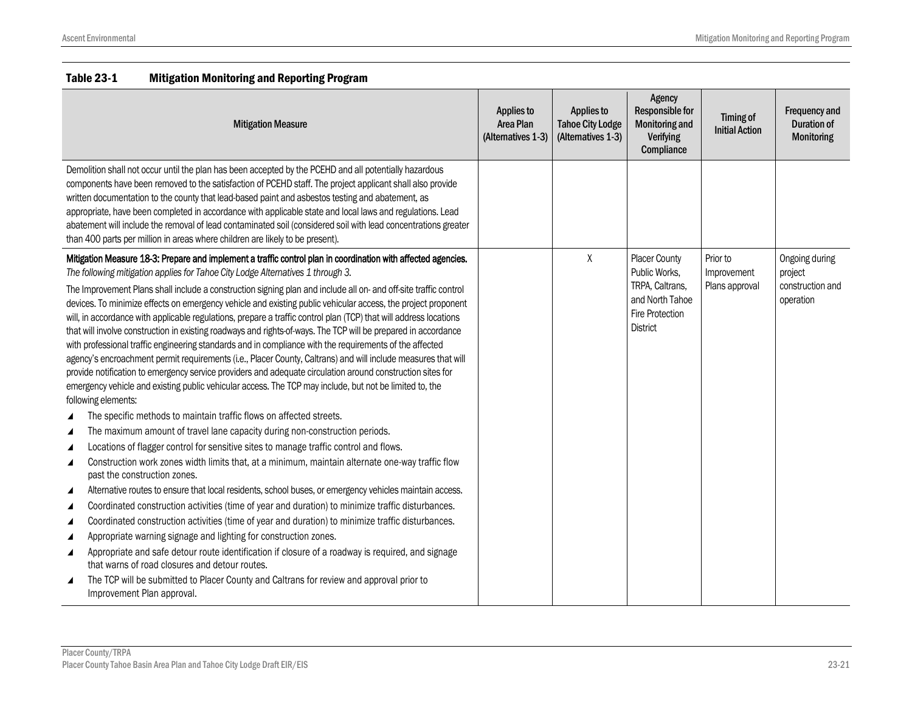**Table 23-1 Mitigation Monitoring and Reporting Program**

| Mitigation Measure | Applies to Area Plan (Alternatives 1-3) | Applies to Tahoe City Lodge (Alternatives 1-3) | Agency Responsible for Monitoring and Verifying Compliance | Timing of Initial Action | Frequency and Duration of Monitoring |
|---|---|---|---|---|---|
| Demolition shall not occur until the plan has been accepted by the PCEHD and all potentially hazardous components have been removed to the satisfaction of PCEHD staff. The project applicant shall also provide written documentation to the county that lead-based paint and asbestos testing and abatement, as appropriate, have been completed in accordance with applicable state and local laws and regulations. Lead abatement will include the removal of lead contaminated soil (considered soil with lead concentrations greater than 400 parts per million in areas where children are likely to be present). | | | | | |
| **Mitigation Measure 18-3: Prepare and implement a traffic control plan in coordination with affected agencies.** *The following mitigation applies for Tahoe City Lodge Alternatives 1 through 3.* The Improvement Plans shall include a construction signing plan and include all on- and off-site traffic control devices. To minimize effects on emergency vehicle and existing public vehicular access, the project proponent will, in accordance with applicable regulations, prepare a traffic control plan (TCP) that will address locations that will involve construction in existing roadways and rights-of-ways. The TCP will be prepared in accordance with professional traffic engineering standards and in compliance with the requirements of the affected agency's encroachment permit requirements (i.e., Placer County, Caltrans) and will include measures that will provide notification to emergency service providers and adequate circulation around construction sites for emergency vehicle and existing public vehicular access. The TCP may include, but not be limited to, the following elements: <br>◢ The specific methods to maintain traffic flows on affected streets. <br>◢ The maximum amount of travel lane capacity during non-construction periods. <br>◢ Locations of flagger control for sensitive sites to manage traffic control and flows. <br>◢ Construction work zones width limits that, at a minimum, maintain alternate one-way traffic flow past the construction zones. <br>◢ Alternative routes to ensure that local residents, school buses, or emergency vehicles maintain access. <br>◢ Coordinated construction activities (time of year and duration) to minimize traffic disturbances. <br>◢ Coordinated construction activities (time of year and duration) to minimize traffic disturbances. <br>◢ Appropriate warning signage and lighting for construction zones. <br>◢ Appropriate and safe detour route identification if closure of a roadway is required, and signage that warns of road closures and detour routes. <br>◢ The TCP will be submitted to Placer County and Caltrans for review and approval prior to Improvement Plan approval. | | X | Placer County Public Works, TRPA, Caltrans, and North Tahoe Fire Protection District | Prior to Improvement Plans approval | Ongoing during project construction and operation |